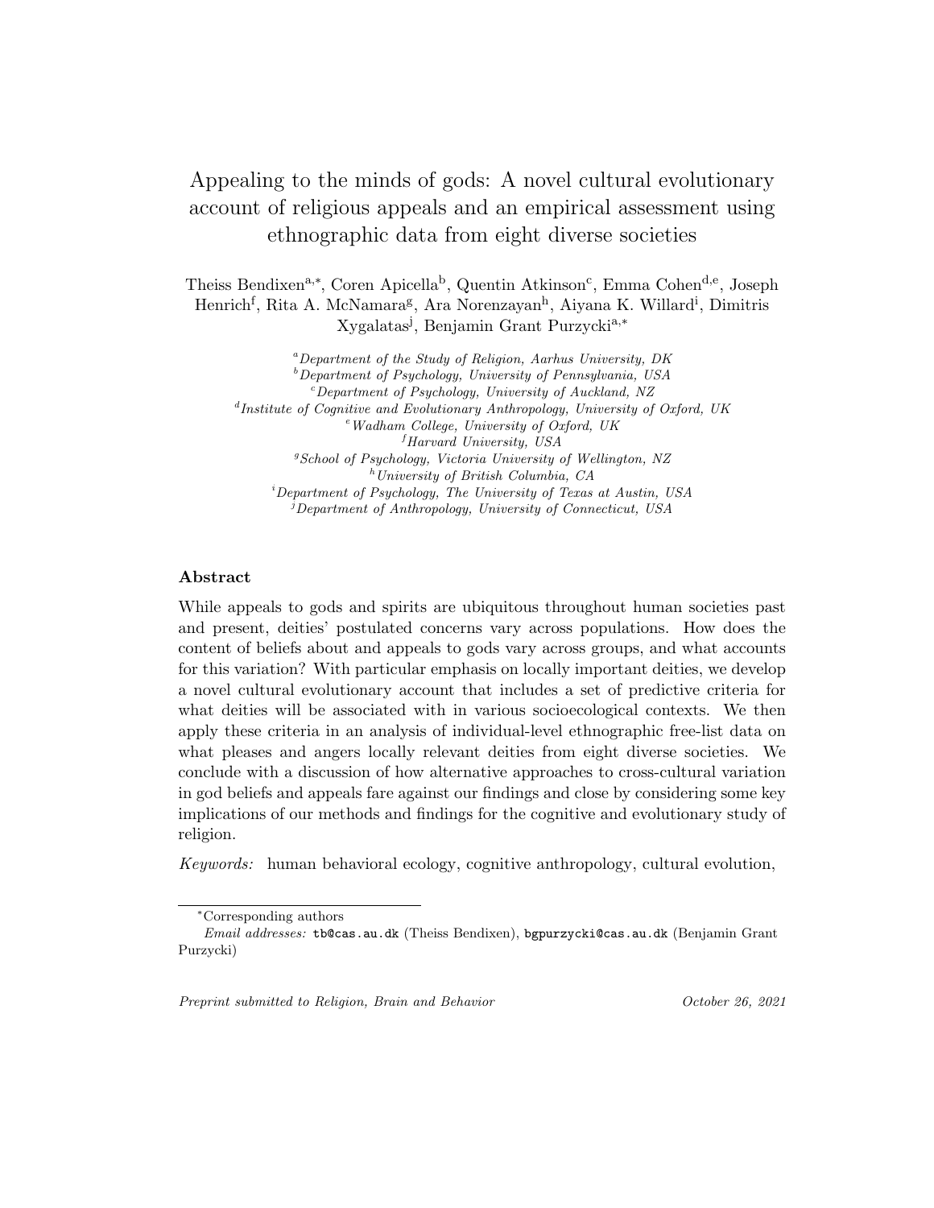# Appealing to the minds of gods: A novel cultural evolutionary account of religious appeals and an empirical assessment using ethnographic data from eight diverse societies

Theiss Bendixen[a,*], Coren Apicella[b], Quentin Atkinson[c], Emma Cohen[d,e], Joseph Henrich[f], Rita A. McNamara[g], Ara Norenzayan[h], Aiyana K. Willard[i], Dimitris Xygalatas[j], Benjamin Grant Purzycki[a,*]

[a]*Department of the Study of Religion, Aarhus University, DK*
[b]*Department of Psychology, University of Pennsylvania, USA*
[c]*Department of Psychology, University of Auckland, NZ*
[d]*Institute of Cognitive and Evolutionary Anthropology, University of Oxford, UK*
[e]*Wadham College, University of Oxford, UK*
[f]*Harvard University, USA*
[g]*School of Psychology, Victoria University of Wellington, NZ*
[h]*University of British Columbia, CA*
[i]*Department of Psychology, The University of Texas at Austin, USA*
[j]*Department of Anthropology, University of Connecticut, USA*

## Abstract

While appeals to gods and spirits are ubiquitous throughout human societies past and present, deities' postulated concerns vary across populations. How does the content of beliefs about and appeals to gods vary across groups, and what accounts for this variation? With particular emphasis on locally important deities, we develop a novel cultural evolutionary account that includes a set of predictive criteria for what deities will be associated with in various socioecological contexts. We then apply these criteria in an analysis of individual-level ethnographic free-list data on what pleases and angers locally relevant deities from eight diverse societies. We conclude with a discussion of how alternative approaches to cross-cultural variation in god beliefs and appeals fare against our findings and close by considering some key implications of our methods and findings for the cognitive and evolutionary study of religion.

*Keywords:* human behavioral ecology, cognitive anthropology, cultural evolution,

*Corresponding authors
*Email addresses:* tb@cas.au.dk (Theiss Bendixen), bgpurzycki@cas.au.dk (Benjamin Grant Purzycki)

*Preprint submitted to Religion, Brain and Behavior* *October 26, 2021*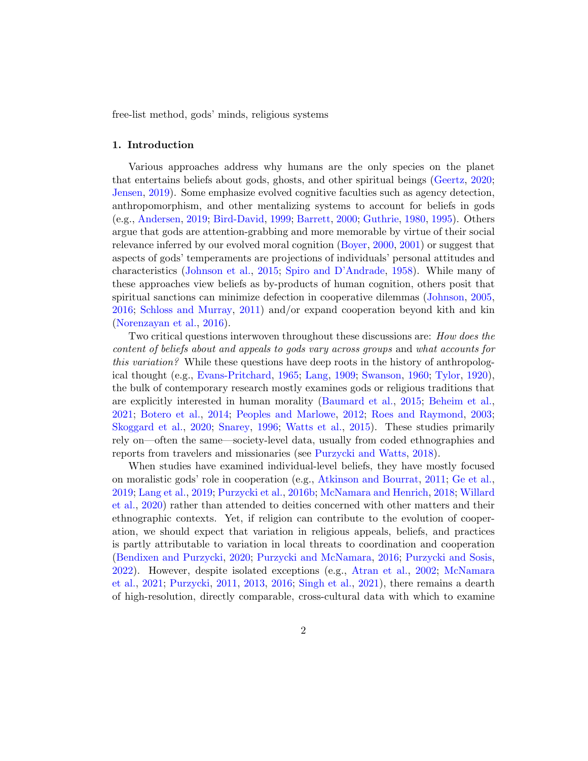free-list method, gods' minds, religious systems

## 1. Introduction

Various approaches address why humans are the only species on the planet that entertains beliefs about gods, ghosts, and other spiritual beings (Geertz, 2020; Jensen, 2019). Some emphasize evolved cognitive faculties such as agency detection, anthropomorphism, and other mentalizing systems to account for beliefs in gods (e.g., Andersen, 2019; Bird-David, 1999; Barrett, 2000; Guthrie, 1980, 1995). Others argue that gods are attention-grabbing and more memorable by virtue of their social relevance inferred by our evolved moral cognition (Boyer, 2000, 2001) or suggest that aspects of gods' temperaments are projections of individuals' personal attitudes and characteristics (Johnson et al., 2015; Spiro and D'Andrade, 1958). While many of these approaches view beliefs as by-products of human cognition, others posit that spiritual sanctions can minimize defection in cooperative dilemmas (Johnson, 2005, 2016; Schloss and Murray, 2011) and/or expand cooperation beyond kith and kin (Norenzayan et al., 2016).

Two critical questions interwoven throughout these discussions are: *How does the content of beliefs about and appeals to gods vary across groups* and *what accounts for this variation?* While these questions have deep roots in the history of anthropological thought (e.g., Evans-Pritchard, 1965; Lang, 1909; Swanson, 1960; Tylor, 1920), the bulk of contemporary research mostly examines gods or religious traditions that are explicitly interested in human morality (Baumard et al., 2015; Beheim et al., 2021; Botero et al., 2014; Peoples and Marlowe, 2012; Roes and Raymond, 2003; Skoggard et al., 2020; Snarey, 1996; Watts et al., 2015). These studies primarily rely on—often the same—society-level data, usually from coded ethnographies and reports from travelers and missionaries (see Purzycki and Watts, 2018).

When studies have examined individual-level beliefs, they have mostly focused on moralistic gods' role in cooperation (e.g., Atkinson and Bourrat, 2011; Ge et al., 2019; Lang et al., 2019; Purzycki et al., 2016b; McNamara and Henrich, 2018; Willard et al., 2020) rather than attended to deities concerned with other matters and their ethnographic contexts. Yet, if religion can contribute to the evolution of cooperation, we should expect that variation in religious appeals, beliefs, and practices is partly attributable to variation in local threats to coordination and cooperation (Bendixen and Purzycki, 2020; Purzycki and McNamara, 2016; Purzycki and Sosis, 2022). However, despite isolated exceptions (e.g., Atran et al., 2002; McNamara et al., 2021; Purzycki, 2011, 2013, 2016; Singh et al., 2021), there remains a dearth of high-resolution, directly comparable, cross-cultural data with which to examine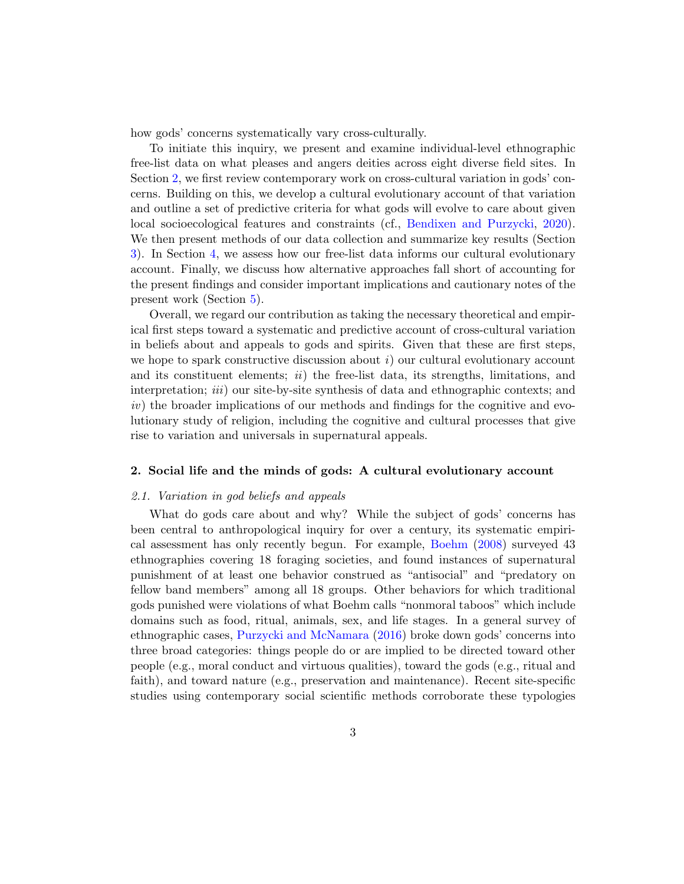how gods' concerns systematically vary cross-culturally.

To initiate this inquiry, we present and examine individual-level ethnographic free-list data on what pleases and angers deities across eight diverse field sites. In Section 2, we first review contemporary work on cross-cultural variation in gods' concerns. Building on this, we develop a cultural evolutionary account of that variation and outline a set of predictive criteria for what gods will evolve to care about given local socioecological features and constraints (cf., Bendixen and Purzycki, 2020). We then present methods of our data collection and summarize key results (Section 3). In Section 4, we assess how our free-list data informs our cultural evolutionary account. Finally, we discuss how alternative approaches fall short of accounting for the present findings and consider important implications and cautionary notes of the present work (Section 5).

Overall, we regard our contribution as taking the necessary theoretical and empirical first steps toward a systematic and predictive account of cross-cultural variation in beliefs about and appeals to gods and spirits. Given that these are first steps, we hope to spark constructive discussion about *i*) our cultural evolutionary account and its constituent elements; *ii*) the free-list data, its strengths, limitations, and interpretation; *iii*) our site-by-site synthesis of data and ethnographic contexts; and *iv*) the broader implications of our methods and findings for the cognitive and evolutionary study of religion, including the cognitive and cultural processes that give rise to variation and universals in supernatural appeals.

## 2. Social life and the minds of gods: A cultural evolutionary account

### *2.1. Variation in god beliefs and appeals*

What do gods care about and why? While the subject of gods' concerns has been central to anthropological inquiry for over a century, its systematic empirical assessment has only recently begun. For example, Boehm (2008) surveyed 43 ethnographies covering 18 foraging societies, and found instances of supernatural punishment of at least one behavior construed as "antisocial" and "predatory on fellow band members" among all 18 groups. Other behaviors for which traditional gods punished were violations of what Boehm calls "nonmoral taboos" which include domains such as food, ritual, animals, sex, and life stages. In a general survey of ethnographic cases, Purzycki and McNamara (2016) broke down gods' concerns into three broad categories: things people do or are implied to be directed toward other people (e.g., moral conduct and virtuous qualities), toward the gods (e.g., ritual and faith), and toward nature (e.g., preservation and maintenance). Recent site-specific studies using contemporary social scientific methods corroborate these typologies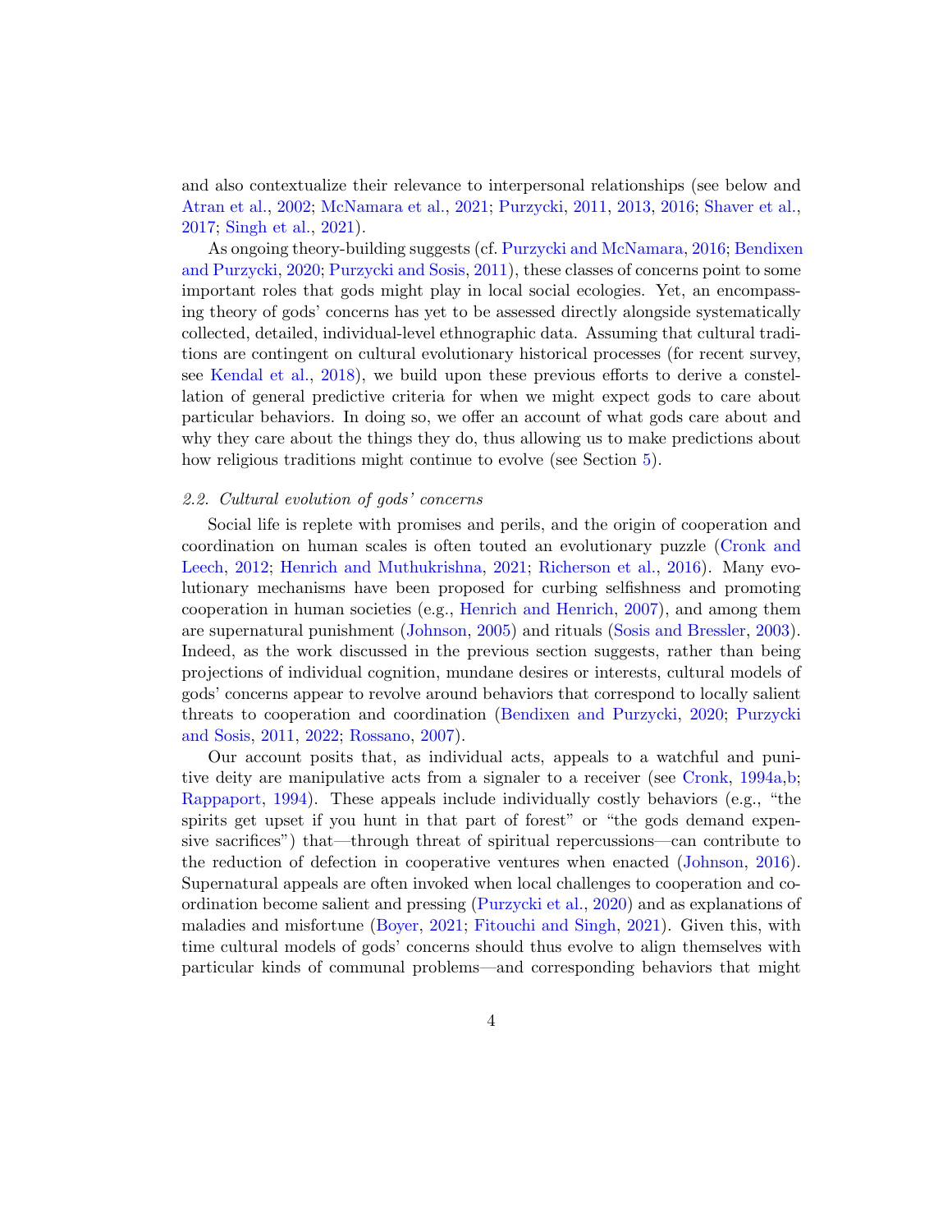and also contextualize their relevance to interpersonal relationships (see below and Atran et al., 2002; McNamara et al., 2021; Purzycki, 2011, 2013, 2016; Shaver et al., 2017; Singh et al., 2021).

As ongoing theory-building suggests (cf. Purzycki and McNamara, 2016; Bendixen and Purzycki, 2020; Purzycki and Sosis, 2011), these classes of concerns point to some important roles that gods might play in local social ecologies. Yet, an encompassing theory of gods' concerns has yet to be assessed directly alongside systematically collected, detailed, individual-level ethnographic data. Assuming that cultural traditions are contingent on cultural evolutionary historical processes (for recent survey, see Kendal et al., 2018), we build upon these previous efforts to derive a constellation of general predictive criteria for when we might expect gods to care about particular behaviors. In doing so, we offer an account of what gods care about and why they care about the things they do, thus allowing us to make predictions about how religious traditions might continue to evolve (see Section 5).

### *2.2. Cultural evolution of gods' concerns*

Social life is replete with promises and perils, and the origin of cooperation and coordination on human scales is often touted an evolutionary puzzle (Cronk and Leech, 2012; Henrich and Muthukrishna, 2021; Richerson et al., 2016). Many evolutionary mechanisms have been proposed for curbing selfishness and promoting cooperation in human societies (e.g., Henrich and Henrich, 2007), and among them are supernatural punishment (Johnson, 2005) and rituals (Sosis and Bressler, 2003). Indeed, as the work discussed in the previous section suggests, rather than being projections of individual cognition, mundane desires or interests, cultural models of gods' concerns appear to revolve around behaviors that correspond to locally salient threats to cooperation and coordination (Bendixen and Purzycki, 2020; Purzycki and Sosis, 2011, 2022; Rossano, 2007).

Our account posits that, as individual acts, appeals to a watchful and punitive deity are manipulative acts from a signaler to a receiver (see Cronk, 1994a,b; Rappaport, 1994). These appeals include individually costly behaviors (e.g., "the spirits get upset if you hunt in that part of forest" or "the gods demand expensive sacrifices") that—through threat of spiritual repercussions—can contribute to the reduction of defection in cooperative ventures when enacted (Johnson, 2016). Supernatural appeals are often invoked when local challenges to cooperation and coordination become salient and pressing (Purzycki et al., 2020) and as explanations of maladies and misfortune (Boyer, 2021; Fitouchi and Singh, 2021). Given this, with time cultural models of gods' concerns should thus evolve to align themselves with particular kinds of communal problems—and corresponding behaviors that might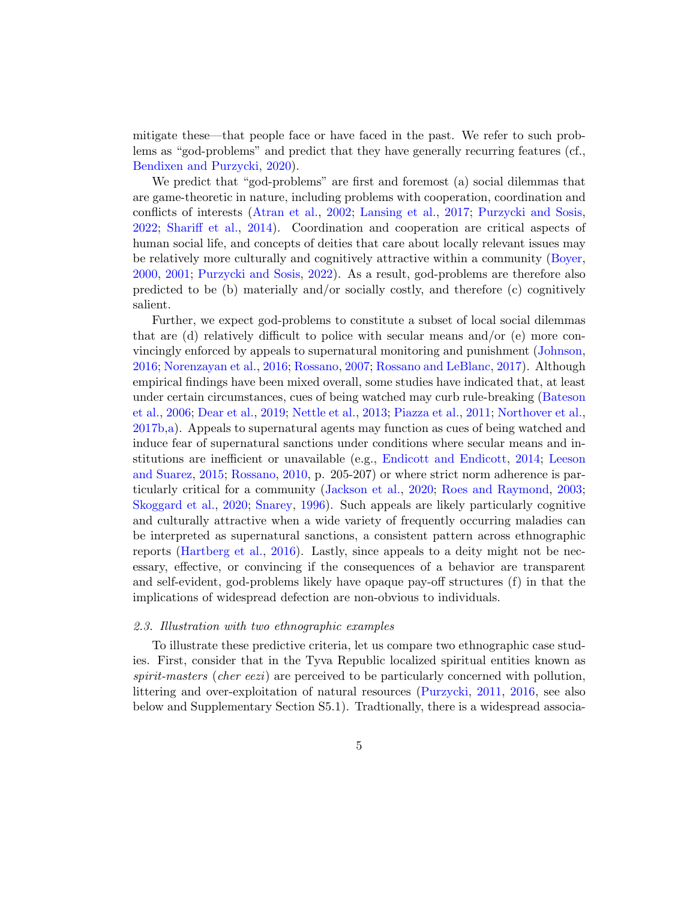mitigate these—that people face or have faced in the past. We refer to such problems as “god-problems” and predict that they have generally recurring features (cf., Bendixen and Purzycki, 2020).

We predict that “god-problems” are first and foremost (a) social dilemmas that are game-theoretic in nature, including problems with cooperation, coordination and conflicts of interests (Atran et al., 2002; Lansing et al., 2017; Purzycki and Sosis, 2022; Shariff et al., 2014). Coordination and cooperation are critical aspects of human social life, and concepts of deities that care about locally relevant issues may be relatively more culturally and cognitively attractive within a community (Boyer, 2000, 2001; Purzycki and Sosis, 2022). As a result, god-problems are therefore also predicted to be (b) materially and/or socially costly, and therefore (c) cognitively salient.

Further, we expect god-problems to constitute a subset of local social dilemmas that are (d) relatively difficult to police with secular means and/or (e) more convincingly enforced by appeals to supernatural monitoring and punishment (Johnson, 2016; Norenzayan et al., 2016; Rossano, 2007; Rossano and LeBlanc, 2017). Although empirical findings have been mixed overall, some studies have indicated that, at least under certain circumstances, cues of being watched may curb rule-breaking (Bateson et al., 2006; Dear et al., 2019; Nettle et al., 2013; Piazza et al., 2011; Northover et al., 2017b,a). Appeals to supernatural agents may function as cues of being watched and induce fear of supernatural sanctions under conditions where secular means and institutions are inefficient or unavailable (e.g., Endicott and Endicott, 2014; Leeson and Suarez, 2015; Rossano, 2010, p. 205-207) or where strict norm adherence is particularly critical for a community (Jackson et al., 2020; Roes and Raymond, 2003; Skoggard et al., 2020; Snarey, 1996). Such appeals are likely particularly cognitive and culturally attractive when a wide variety of frequently occurring maladies can be interpreted as supernatural sanctions, a consistent pattern across ethnographic reports (Hartberg et al., 2016). Lastly, since appeals to a deity might not be necessary, effective, or convincing if the consequences of a behavior are transparent and self-evident, god-problems likely have opaque pay-off structures (f) in that the implications of widespread defection are non-obvious to individuals.

### *2.3. Illustration with two ethnographic examples*

To illustrate these predictive criteria, let us compare two ethnographic case studies. First, consider that in the Tyva Republic localized spiritual entities known as *spirit-masters* (*cher eezi*) are perceived to be particularly concerned with pollution, littering and over-exploitation of natural resources (Purzycki, 2011, 2016, see also below and Supplementary Section S5.1). Tradtionally, there is a widespread associa-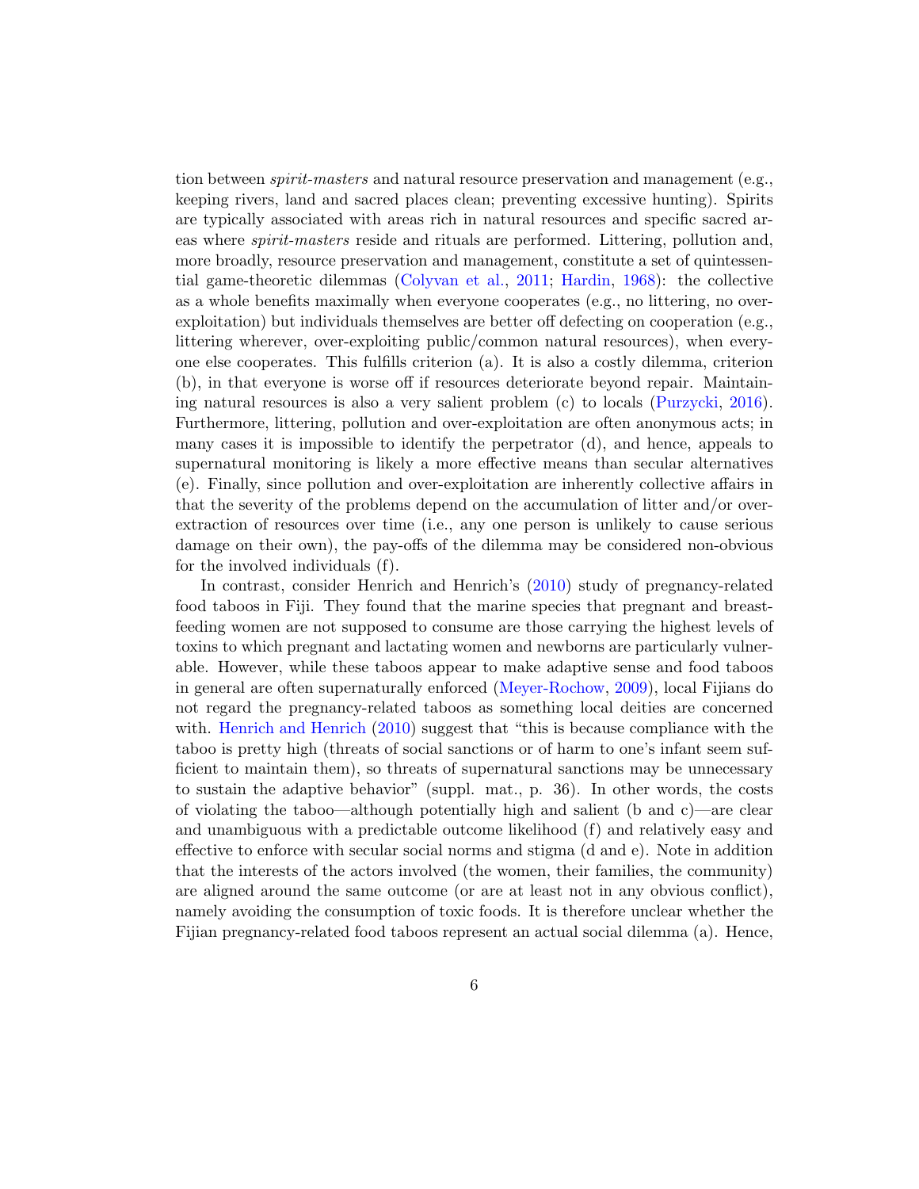tion between *spirit-masters* and natural resource preservation and management (e.g., keeping rivers, land and sacred places clean; preventing excessive hunting). Spirits are typically associated with areas rich in natural resources and specific sacred areas where *spirit-masters* reside and rituals are performed. Littering, pollution and, more broadly, resource preservation and management, constitute a set of quintessential game-theoretic dilemmas (Colyvan et al., 2011; Hardin, 1968): the collective as a whole benefits maximally when everyone cooperates (e.g., no littering, no over-exploitation) but individuals themselves are better off defecting on cooperation (e.g., littering wherever, over-exploiting public/common natural resources), when everyone else cooperates. This fulfills criterion (a). It is also a costly dilemma, criterion (b), in that everyone is worse off if resources deteriorate beyond repair. Maintaining natural resources is also a very salient problem (c) to locals (Purzycki, 2016). Furthermore, littering, pollution and over-exploitation are often anonymous acts; in many cases it is impossible to identify the perpetrator (d), and hence, appeals to supernatural monitoring is likely a more effective means than secular alternatives (e). Finally, since pollution and over-exploitation are inherently collective affairs in that the severity of the problems depend on the accumulation of litter and/or over-extraction of resources over time (i.e., any one person is unlikely to cause serious damage on their own), the pay-offs of the dilemma may be considered non-obvious for the involved individuals (f).

In contrast, consider Henrich and Henrich's (2010) study of pregnancy-related food taboos in Fiji. They found that the marine species that pregnant and breast-feeding women are not supposed to consume are those carrying the highest levels of toxins to which pregnant and lactating women and newborns are particularly vulnerable. However, while these taboos appear to make adaptive sense and food taboos in general are often supernaturally enforced (Meyer-Rochow, 2009), local Fijians do not regard the pregnancy-related taboos as something local deities are concerned with. Henrich and Henrich (2010) suggest that "this is because compliance with the taboo is pretty high (threats of social sanctions or of harm to one's infant seem sufficient to maintain them), so threats of supernatural sanctions may be unnecessary to sustain the adaptive behavior" (suppl. mat., p. 36). In other words, the costs of violating the taboo—although potentially high and salient (b and c)—are clear and unambiguous with a predictable outcome likelihood (f) and relatively easy and effective to enforce with secular social norms and stigma (d and e). Note in addition that the interests of the actors involved (the women, their families, the community) are aligned around the same outcome (or are at least not in any obvious conflict), namely avoiding the consumption of toxic foods. It is therefore unclear whether the Fijian pregnancy-related food taboos represent an actual social dilemma (a). Hence,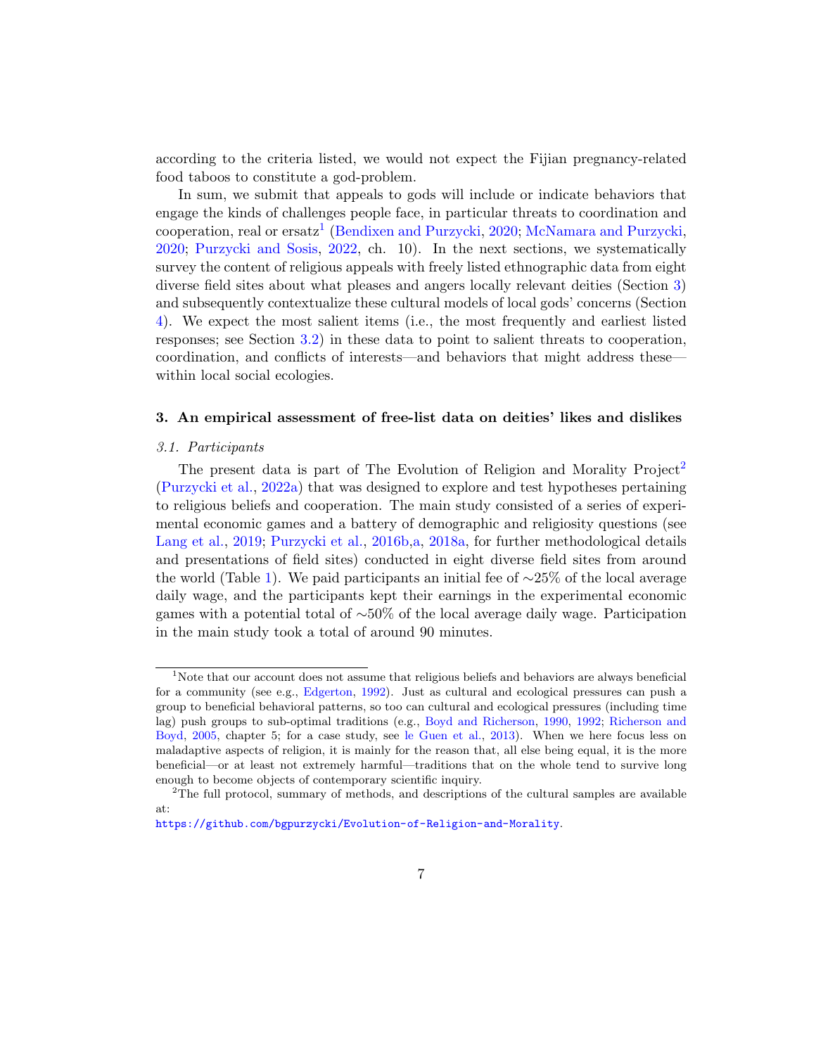according to the criteria listed, we would not expect the Fijian pregnancy-related food taboos to constitute a god-problem.

In sum, we submit that appeals to gods will include or indicate behaviors that engage the kinds of challenges people face, in particular threats to coordination and cooperation, real or ersatz[1] (Bendixen and Purzycki, 2020; McNamara and Purzycki, 2020; Purzycki and Sosis, 2022, ch. 10). In the next sections, we systematically survey the content of religious appeals with freely listed ethnographic data from eight diverse field sites about what pleases and angers locally relevant deities (Section 3) and subsequently contextualize these cultural models of local gods' concerns (Section 4). We expect the most salient items (i.e., the most frequently and earliest listed responses; see Section 3.2) in these data to point to salient threats to cooperation, coordination, and conflicts of interests—and behaviors that might address these—within local social ecologies.

## 3. An empirical assessment of free-list data on deities' likes and dislikes

### *3.1. Participants*

The present data is part of The Evolution of Religion and Morality Project[2] (Purzycki et al., 2022a) that was designed to explore and test hypotheses pertaining to religious beliefs and cooperation. The main study consisted of a series of experimental economic games and a battery of demographic and religiosity questions (see Lang et al., 2019; Purzycki et al., 2016b,a, 2018a, for further methodological details and presentations of field sites) conducted in eight diverse field sites from around the world (Table 1). We paid participants an initial fee of ∼25% of the local average daily wage, and the participants kept their earnings in the experimental economic games with a potential total of ∼50% of the local average daily wage. Participation in the main study took a total of around 90 minutes.

---

[1] Note that our account does not assume that religious beliefs and behaviors are always beneficial for a community (see e.g., Edgerton, 1992). Just as cultural and ecological pressures can push a group to beneficial behavioral patterns, so too can cultural and ecological pressures (including time lag) push groups to sub-optimal traditions (e.g., Boyd and Richerson, 1990, 1992; Richerson and Boyd, 2005, chapter 5; for a case study, see le Guen et al., 2013). When we here focus less on maladaptive aspects of religion, it is mainly for the reason that, all else being equal, it is the more beneficial—or at least not extremely harmful—traditions that on the whole tend to survive long enough to become objects of contemporary scientific inquiry.

[2] The full protocol, summary of methods, and descriptions of the cultural samples are available at:
https://github.com/bgpurzycki/Evolution-of-Religion-and-Morality.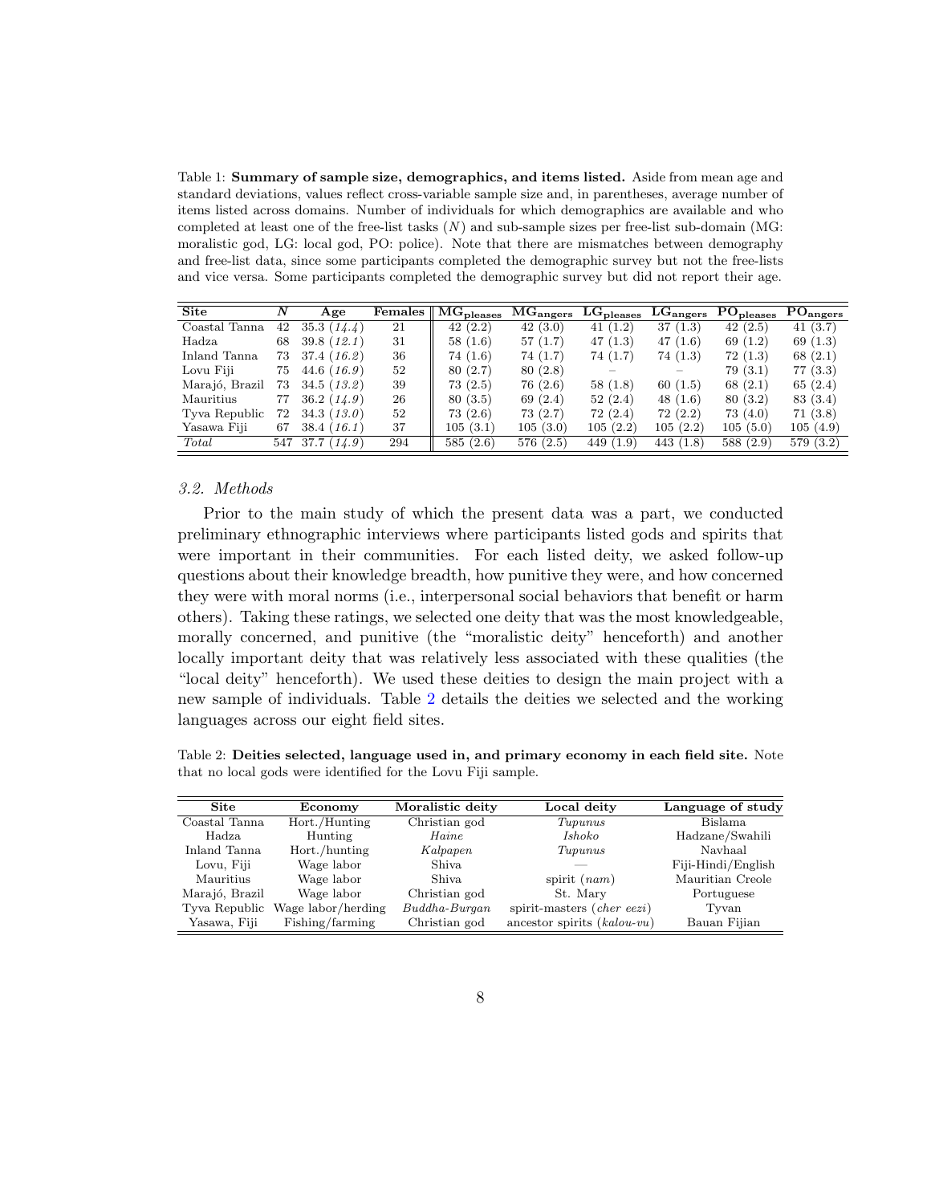Table 1: **Summary of sample size, demographics, and items listed.** Aside from mean age and standard deviations, values reflect cross-variable sample size and, in parentheses, average number of items listed across domains. Number of individuals for which demographics are available and who completed at least one of the free-list tasks ($N$) and sub-sample sizes per free-list sub-domain (MG: moralistic god, LG: local god, PO: police). Note that there are mismatches between demography and free-list data, since some participants completed the demographic survey but not the free-lists and vice versa. Some participants completed the demographic survey but did not report their age.

| Site | $N$ | Age | Females | $MG_{pleases}$ | $MG_{angers}$ | $LG_{pleases}$ | $LG_{angers}$ | $PO_{pleases}$ | $PO_{angers}$ |
|---|---|---|---|---|---|---|---|---|---|
| Coastal Tanna | 42 | 35.3 (*14.4*) | 21 | 42 (2.2) | 42 (3.0) | 41 (1.2) | 37 (1.3) | 42 (2.5) | 41 (3.7) |
| Hadza | 68 | 39.8 (*12.1*) | 31 | 58 (1.6) | 57 (1.7) | 47 (1.3) | 47 (1.6) | 69 (1.2) | 69 (1.3) |
| Inland Tanna | 73 | 37.4 (*16.2*) | 36 | 74 (1.6) | 74 (1.7) | 74 (1.7) | 74 (1.3) | 72 (1.3) | 68 (2.1) |
| Lovu Fiji | 75 | 44.6 (*16.9*) | 52 | 80 (2.7) | 80 (2.8) | – | – | 79 (3.1) | 77 (3.3) |
| Marajó, Brazil | 73 | 34.5 (*13.2*) | 39 | 73 (2.5) | 76 (2.6) | 58 (1.8) | 60 (1.5) | 68 (2.1) | 65 (2.4) |
| Mauritius | 77 | 36.2 (*14.9*) | 26 | 80 (3.5) | 69 (2.4) | 52 (2.4) | 48 (1.6) | 80 (3.2) | 83 (3.4) |
| Tyva Republic | 72 | 34.3 (*13.0*) | 52 | 73 (2.6) | 73 (2.7) | 72 (2.4) | 72 (2.2) | 73 (4.0) | 71 (3.8) |
| Yasawa Fiji | 67 | 38.4 (*16.1*) | 37 | 105 (3.1) | 105 (3.0) | 105 (2.2) | 105 (2.2) | 105 (5.0) | 105 (4.9) |
| *Total* | 547 | 37.7 (*14.9*) | 294 | 585 (2.6) | 576 (2.5) | 449 (1.9) | 443 (1.8) | 588 (2.9) | 579 (3.2) |

### 3.2. Methods

Prior to the main study of which the present data was a part, we conducted preliminary ethnographic interviews where participants listed gods and spirits that were important in their communities. For each listed deity, we asked follow-up questions about their knowledge breadth, how punitive they were, and how concerned they were with moral norms (i.e., interpersonal social behaviors that benefit or harm others). Taking these ratings, we selected one deity that was the most knowledgeable, morally concerned, and punitive (the "moralistic deity" henceforth) and another locally important deity that was relatively less associated with these qualities (the "local deity" henceforth). We used these deities to design the main project with a new sample of individuals. Table 2 details the deities we selected and the working languages across our eight field sites.

Table 2: **Deities selected, language used in, and primary economy in each field site.** Note that no local gods were identified for the Lovu Fiji sample.

| Site | Economy | Moralistic deity | Local deity | Language of study |
|---|---|---|---|---|
| Coastal Tanna | Hort./Hunting | Christian god | *Tupunus* | Bislama |
| Hadza | Hunting | *Haine* | *Ishoko* | Hadzane/Swahili |
| Inland Tanna | Hort./hunting | *Kalpapen* | *Tupunus* | Navhaal |
| Lovu, Fiji | Wage labor | Shiva | — | Fiji-Hindi/English |
| Mauritius | Wage labor | Shiva | spirit (*nam*) | Mauritian Creole |
| Marajó, Brazil | Wage labor | Christian god | St. Mary | Portuguese |
| Tyva Republic | Wage labor/herding | *Buddha-Burgan* | spirit-masters (*cher eezi*) | Tyvan |
| Yasawa, Fiji | Fishing/farming | Christian god | ancestor spirits (*kalou-vu*) | Bauan Fijian |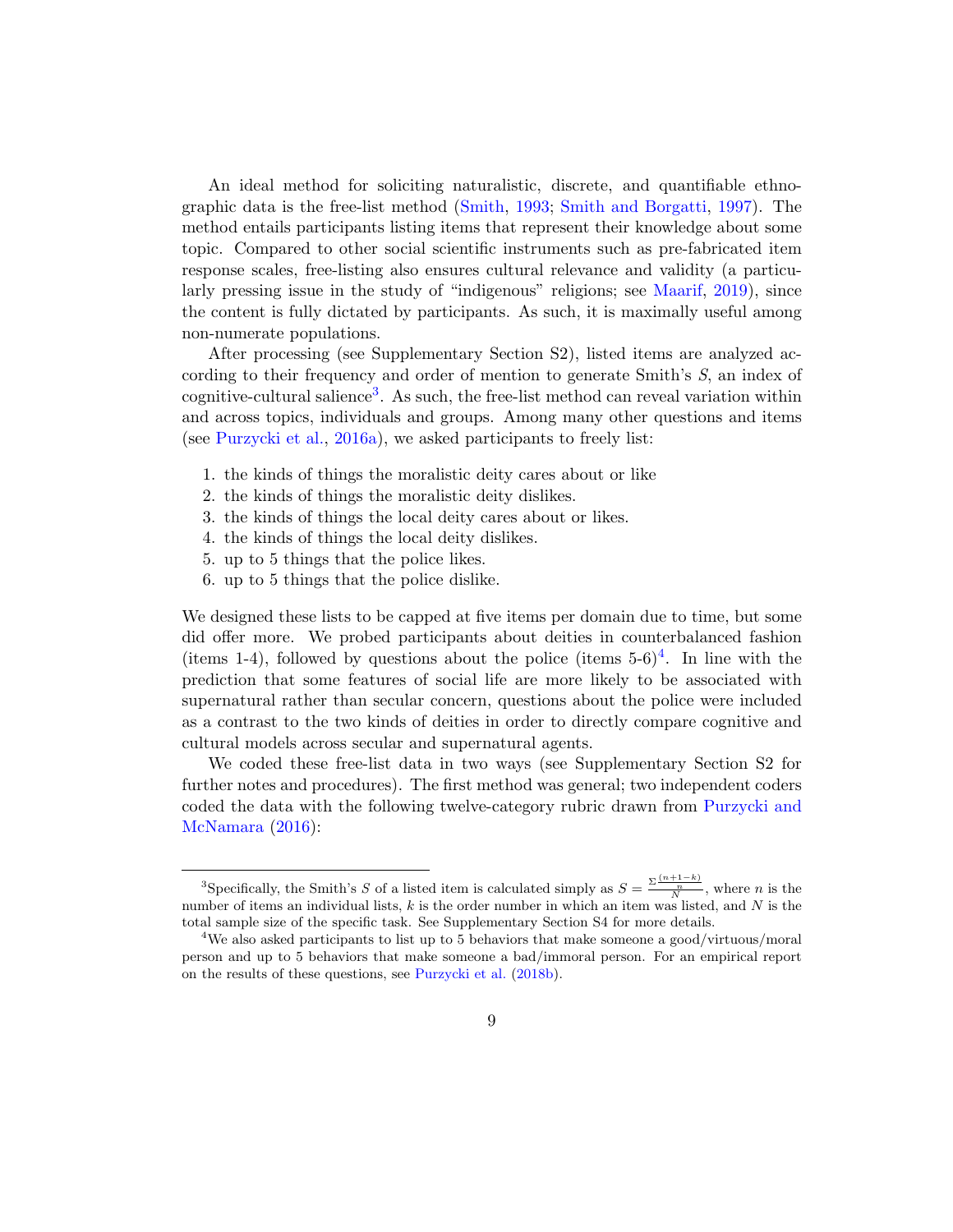An ideal method for soliciting naturalistic, discrete, and quantifiable ethnographic data is the free-list method (Smith, 1993; Smith and Borgatti, 1997). The method entails participants listing items that represent their knowledge about some topic. Compared to other social scientific instruments such as pre-fabricated item response scales, free-listing also ensures cultural relevance and validity (a particularly pressing issue in the study of "indigenous" religions; see Maarif, 2019), since the content is fully dictated by participants. As such, it is maximally useful among non-numerate populations.

After processing (see Supplementary Section S2), listed items are analyzed according to their frequency and order of mention to generate Smith's $S$, an index of cognitive-cultural salience[3]. As such, the free-list method can reveal variation within and across topics, individuals and groups. Among many other questions and items (see Purzycki et al., 2016a), we asked participants to freely list:

1. the kinds of things the moralistic deity cares about or like
2. the kinds of things the moralistic deity dislikes.
3. the kinds of things the local deity cares about or likes.
4. the kinds of things the local deity dislikes.
5. up to 5 things that the police likes.
6. up to 5 things that the police dislike.

We designed these lists to be capped at five items per domain due to time, but some did offer more. We probed participants about deities in counterbalanced fashion (items 1-4), followed by questions about the police (items 5-6)[4]. In line with the prediction that some features of social life are more likely to be associated with supernatural rather than secular concern, questions about the police were included as a contrast to the two kinds of deities in order to directly compare cognitive and cultural models across secular and supernatural agents.

We coded these free-list data in two ways (see Supplementary Section S2 for further notes and procedures). The first method was general; two independent coders coded the data with the following twelve-category rubric drawn from Purzycki and McNamara (2016):

---

[3]Specifically, the Smith's $S$ of a listed item is calculated simply as $S = \frac{\Sigma \frac{(n+1-k)}{n}}{N}$, where $n$ is the number of items an individual lists, $k$ is the order number in which an item was listed, and $N$ is the total sample size of the specific task. See Supplementary Section S4 for more details.

[4]We also asked participants to list up to 5 behaviors that make someone a good/virtuous/moral person and up to 5 behaviors that make someone a bad/immoral person. For an empirical report on the results of these questions, see Purzycki et al. (2018b).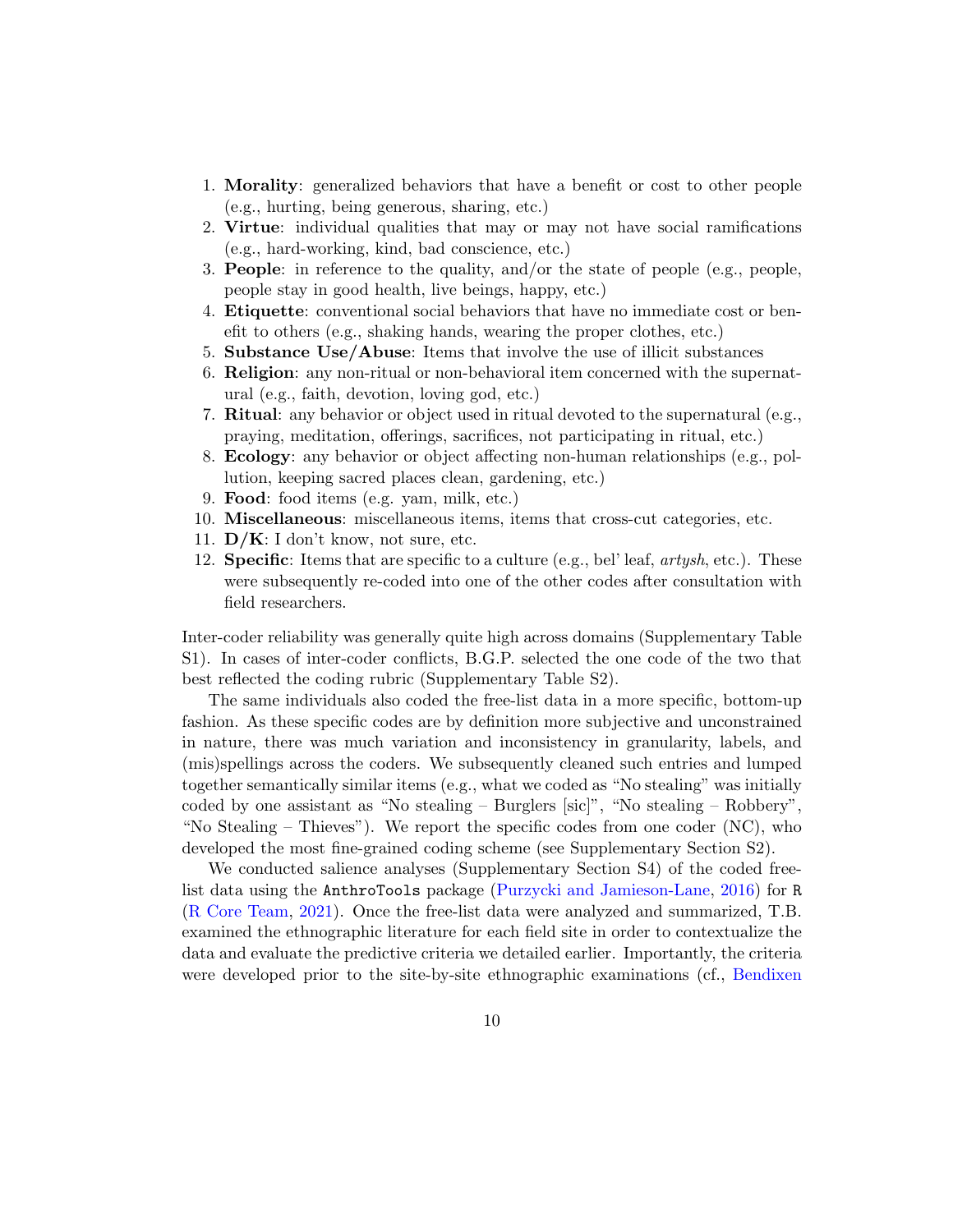1. **Morality**: generalized behaviors that have a benefit or cost to other people (e.g., hurting, being generous, sharing, etc.)
2. **Virtue**: individual qualities that may or may not have social ramifications (e.g., hard-working, kind, bad conscience, etc.)
3. **People**: in reference to the quality, and/or the state of people (e.g., people, people stay in good health, live beings, happy, etc.)
4. **Etiquette**: conventional social behaviors that have no immediate cost or benefit to others (e.g., shaking hands, wearing the proper clothes, etc.)
5. **Substance Use/Abuse**: Items that involve the use of illicit substances
6. **Religion**: any non-ritual or non-behavioral item concerned with the supernatural (e.g., faith, devotion, loving god, etc.)
7. **Ritual**: any behavior or object used in ritual devoted to the supernatural (e.g., praying, meditation, offerings, sacrifices, not participating in ritual, etc.)
8. **Ecology**: any behavior or object affecting non-human relationships (e.g., pollution, keeping sacred places clean, gardening, etc.)
9. **Food**: food items (e.g. yam, milk, etc.)
10. **Miscellaneous**: miscellaneous items, items that cross-cut categories, etc.
11. **D/K**: I don't know, not sure, etc.
12. **Specific**: Items that are specific to a culture (e.g., bel' leaf, *artysh*, etc.). These were subsequently re-coded into one of the other codes after consultation with field researchers.

Inter-coder reliability was generally quite high across domains (Supplementary Table S1). In cases of inter-coder conflicts, B.G.P. selected the one code of the two that best reflected the coding rubric (Supplementary Table S2).

The same individuals also coded the free-list data in a more specific, bottom-up fashion. As these specific codes are by definition more subjective and unconstrained in nature, there was much variation and inconsistency in granularity, labels, and (mis)spellings across the coders. We subsequently cleaned such entries and lumped together semantically similar items (e.g., what we coded as "No stealing" was initially coded by one assistant as "No stealing – Burglers [sic]", "No stealing – Robbery", "No Stealing – Thieves"). We report the specific codes from one coder (NC), who developed the most fine-grained coding scheme (see Supplementary Section S2).

We conducted salience analyses (Supplementary Section S4) of the coded free-list data using the `AnthroTools` package (Purzycki and Jamieson-Lane, 2016) for `R` (R Core Team, 2021). Once the free-list data were analyzed and summarized, T.B. examined the ethnographic literature for each field site in order to contextualize the data and evaluate the predictive criteria we detailed earlier. Importantly, the criteria were developed prior to the site-by-site ethnographic examinations (cf., Bendixen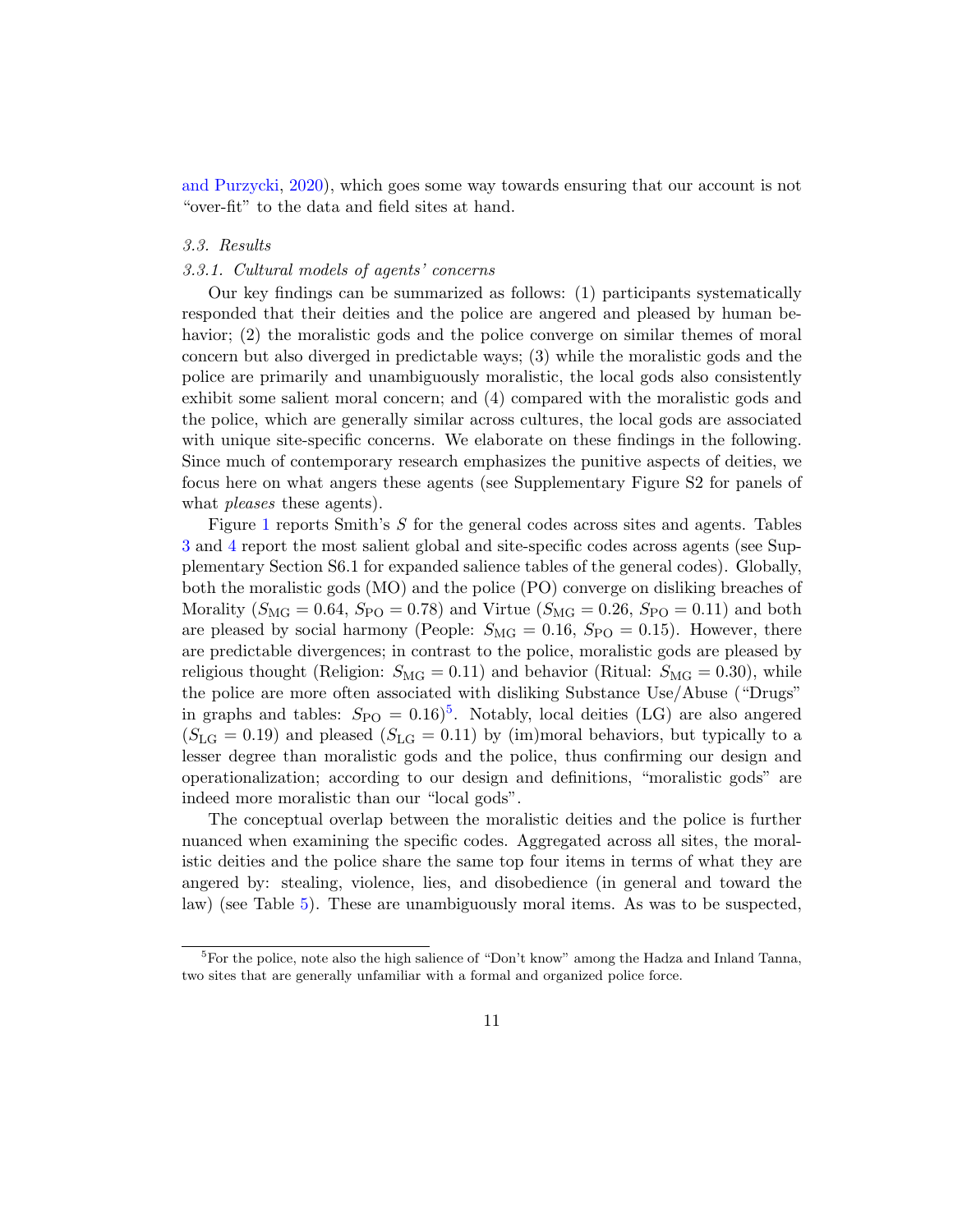and Purzycki, 2020), which goes some way towards ensuring that our account is not "over-fit" to the data and field sites at hand.

### *3.3. Results*

#### *3.3.1. Cultural models of agents' concerns*

Our key findings can be summarized as follows: (1) participants systematically responded that their deities and the police are angered and pleased by human behavior; (2) the moralistic gods and the police converge on similar themes of moral concern but also diverged in predictable ways; (3) while the moralistic gods and the police are primarily and unambiguously moralistic, the local gods also consistently exhibit some salient moral concern; and (4) compared with the moralistic gods and the police, which are generally similar across cultures, the local gods are associated with unique site-specific concerns. We elaborate on these findings in the following. Since much of contemporary research emphasizes the punitive aspects of deities, we focus here on what angers these agents (see Supplementary Figure S2 for panels of what *pleases* these agents).

Figure 1 reports Smith's $S$ for the general codes across sites and agents. Tables 3 and 4 report the most salient global and site-specific codes across agents (see Supplementary Section S6.1 for expanded salience tables of the general codes). Globally, both the moralistic gods (MO) and the police (PO) converge on disliking breaches of Morality ($S_{\text{MG}} = 0.64$, $S_{\text{PO}} = 0.78$) and Virtue ($S_{\text{MG}} = 0.26$, $S_{\text{PO}} = 0.11$) and both are pleased by social harmony (People: $S_{\text{MG}} = 0.16$, $S_{\text{PO}} = 0.15$). However, there are predictable divergences; in contrast to the police, moralistic gods are pleased by religious thought (Religion: $S_{\text{MG}} = 0.11$) and behavior (Ritual: $S_{\text{MG}} = 0.30$), while the police are more often associated with disliking Substance Use/Abuse ("Drugs" in graphs and tables: $S_{\text{PO}} = 0.16$)[5]. Notably, local deities (LG) are also angered ($S_{\text{LG}} = 0.19$) and pleased ($S_{\text{LG}} = 0.11$) by (im)moral behaviors, but typically to a lesser degree than moralistic gods and the police, thus confirming our design and operationalization; according to our design and definitions, "moralistic gods" are indeed more moralistic than our "local gods".

The conceptual overlap between the moralistic deities and the police is further nuanced when examining the specific codes. Aggregated across all sites, the moralistic deities and the police share the same top four items in terms of what they are angered by: stealing, violence, lies, and disobedience (in general and toward the law) (see Table 5). These are unambiguously moral items. As was to be suspected,

[5]For the police, note also the high salience of "Don't know" among the Hadza and Inland Tanna, two sites that are generally unfamiliar with a formal and organized police force.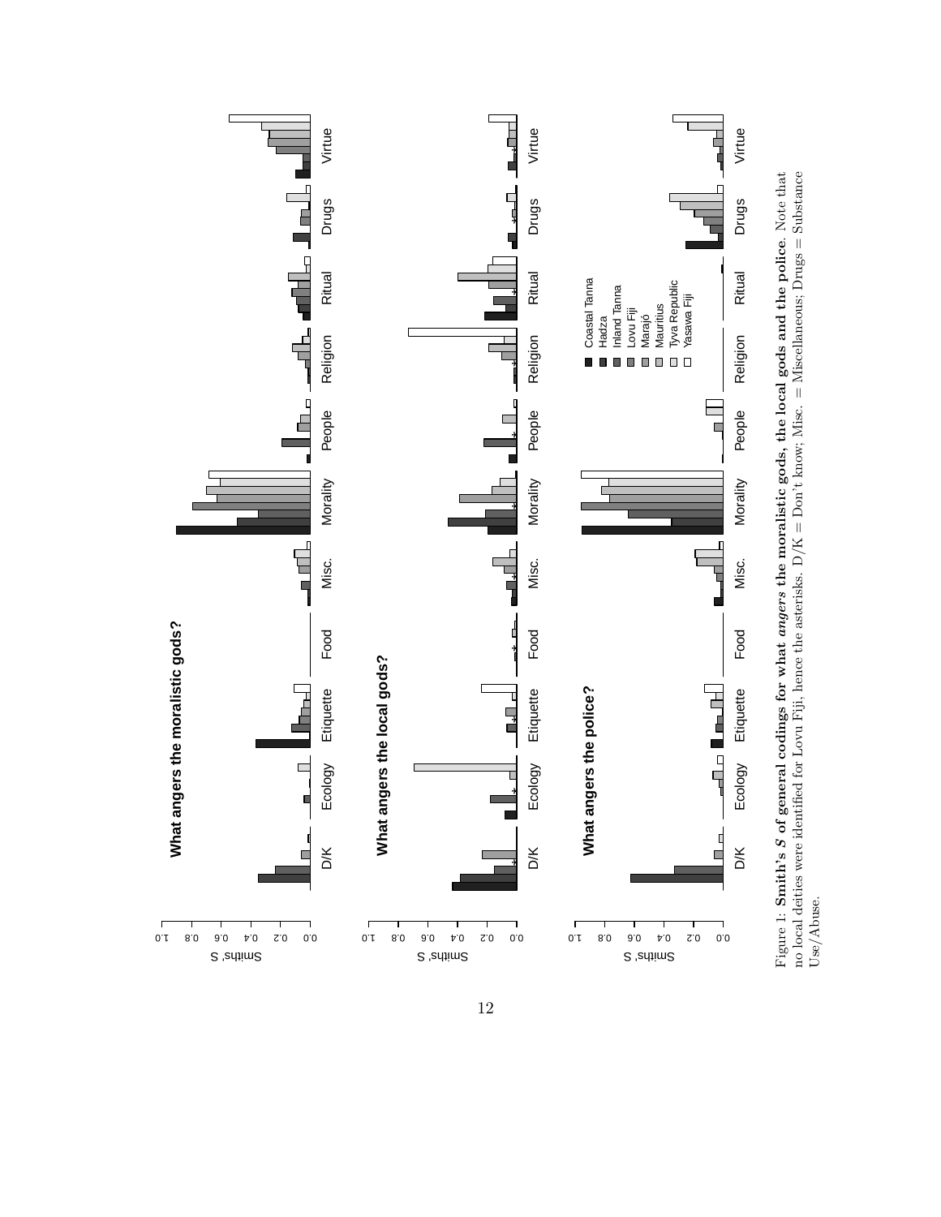Figure 1: **Smith's $S$ of general codings for what *angers* the moralistic gods, the local gods and the police**. Note that no local deities were identified for Lovu Fiji, hence the asterisks. D/K = Don't know; Misc. = Miscellaneous; Drugs = Substance Use/Abuse.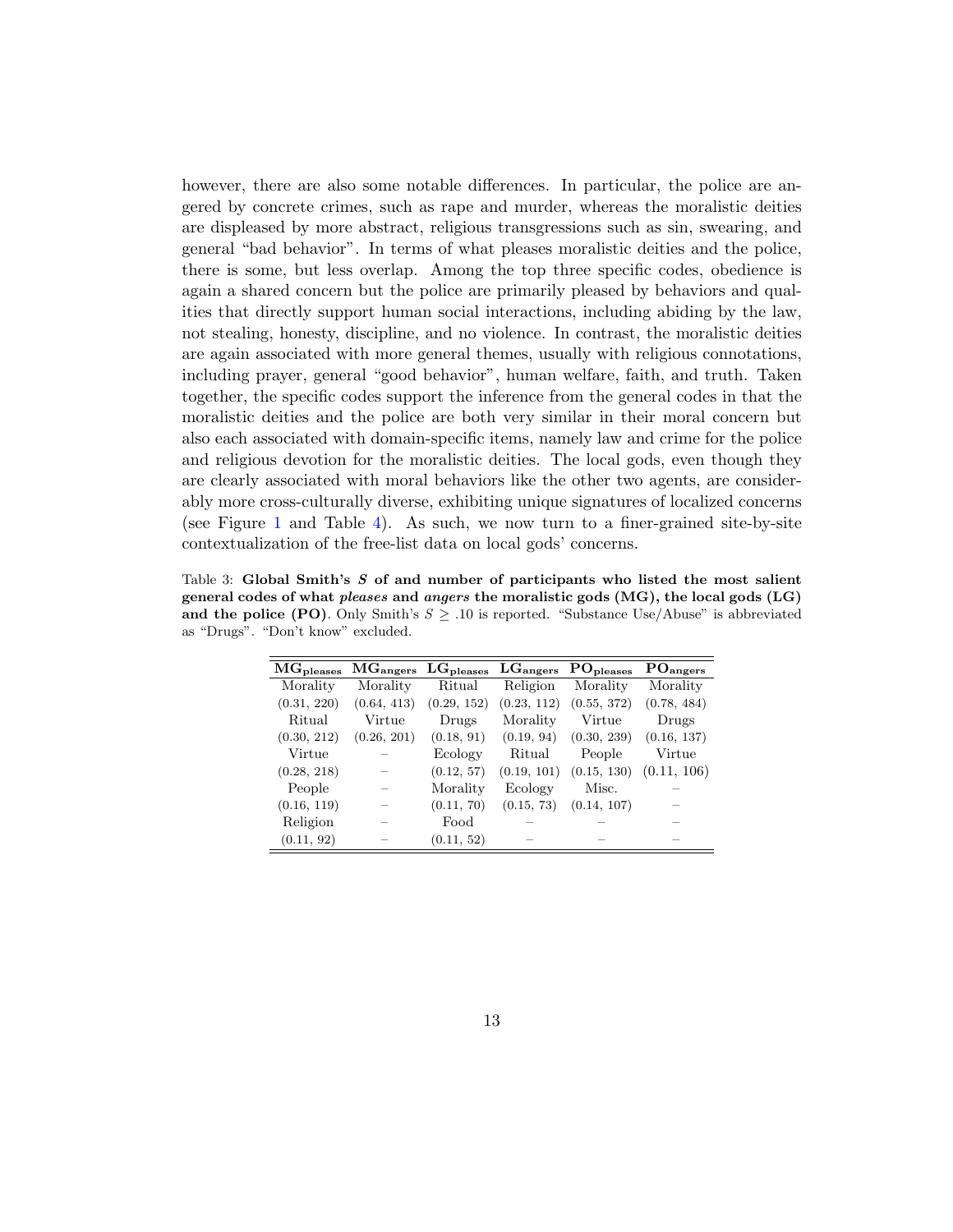however, there are also some notable differences. In particular, the police are angered by concrete crimes, such as rape and murder, whereas the moralistic deities are displeased by more abstract, religious transgressions such as sin, swearing, and general "bad behavior". In terms of what pleases moralistic deities and the police, there is some, but less overlap. Among the top three specific codes, obedience is again a shared concern but the police are primarily pleased by behaviors and qualities that directly support human social interactions, including abiding by the law, not stealing, honesty, discipline, and no violence. In contrast, the moralistic deities are again associated with more general themes, usually with religious connotations, including prayer, general "good behavior", human welfare, faith, and truth. Taken together, the specific codes support the inference from the general codes in that the moralistic deities and the police are both very similar in their moral concern but also each associated with domain-specific items, namely law and crime for the police and religious devotion for the moralistic deities. The local gods, even though they are clearly associated with moral behaviors like the other two agents, are considerably more cross-culturally diverse, exhibiting unique signatures of localized concerns (see Figure 1 and Table 4). As such, we now turn to a finer-grained site-by-site contextualization of the free-list data on local gods' concerns.

Table 3: **Global Smith's $S$ of and number of participants who listed the most salient general codes of what *pleases* and *angers* the moralistic gods (MG), the local gods (LG) and the police (PO)**. Only Smith's $S \geq .10$ is reported. "Substance Use/Abuse" is abbreviated as "Drugs". "Don't know" excluded.

| $\mathbf{MG_{pleases}}$ | $\mathbf{MG_{angers}}$ | $\mathbf{LG_{pleases}}$ | $\mathbf{LG_{angers}}$ | $\mathbf{PO_{pleases}}$ | $\mathbf{PO_{angers}}$ |
|---|---|---|---|---|---|
| Morality | Morality | Ritual | Religion | Morality | Morality |
| (0.31, 220) | (0.64, 413) | (0.29, 152) | (0.23, 112) | (0.55, 372) | (0.78, 484) |
| Ritual | Virtue | Drugs | Morality | Virtue | Drugs |
| (0.30, 212) | (0.26, 201) | (0.18, 91) | (0.19, 94) | (0.30, 239) | (0.16, 137) |
| Virtue | – | Ecology | Ritual | People | Virtue |
| (0.28, 218) | – | (0.12, 57) | (0.19, 101) | (0.15, 130) | (0.11, 106) |
| People | – | Morality | Ecology | Misc. | – |
| (0.16, 119) | – | (0.11, 70) | (0.15, 73) | (0.14, 107) | – |
| Religion | – | Food | – | – | – |
| (0.11, 92) | – | (0.11, 52) | – | – | – |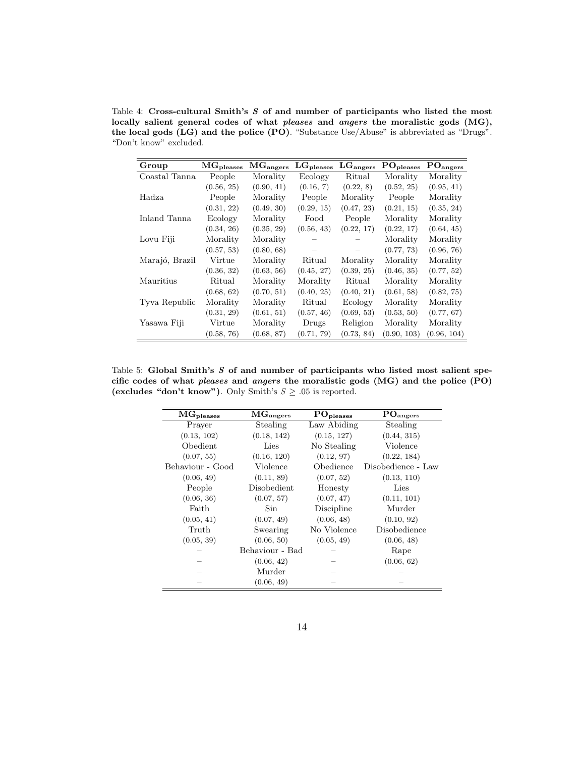Table 4: **Cross-cultural Smith's *S* of and number of participants who listed the most locally salient general codes of what *pleases* and *angers* the moralistic gods (MG), the local gods (LG) and the police (PO)**. "Substance Use/Abuse" is abbreviated as "Drugs". "Don't know" excluded.

| Group | $\mathbf{MG_{pleases}}$ | $\mathbf{MG_{angers}}$ | $\mathbf{LG_{pleases}}$ | $\mathbf{LG_{angers}}$ | $\mathbf{PO_{pleases}}$ | $\mathbf{PO_{angers}}$ |
|---|---|---|---|---|---|---|
| Coastal Tanna | People | Morality | Ecology | Ritual | Morality | Morality |
| | (0.56, 25) | (0.90, 41) | (0.16, 7) | (0.22, 8) | (0.52, 25) | (0.95, 41) |
| Hadza | People | Morality | People | Morality | People | Morality |
| | (0.31, 22) | (0.49, 30) | (0.29, 15) | (0.47, 23) | (0.21, 15) | (0.35, 24) |
| Inland Tanna | Ecology | Morality | Food | People | Morality | Morality |
| | (0.34, 26) | (0.35, 29) | (0.56, 43) | (0.22, 17) | (0.22, 17) | (0.64, 45) |
| Lovu Fiji | Morality | Morality | – | – | Morality | Morality |
| | (0.57, 53) | (0.80, 68) | – | – | (0.77, 73) | (0.96, 76) |
| Marajó, Brazil | Virtue | Morality | Ritual | Morality | Morality | Morality |
| | (0.36, 32) | (0.63, 56) | (0.45, 27) | (0.39, 25) | (0.46, 35) | (0.77, 52) |
| Mauritius | Ritual | Morality | Morality | Ritual | Morality | Morality |
| | (0.68, 62) | (0.70, 51) | (0.40, 25) | (0.40, 21) | (0.61, 58) | (0.82, 75) |
| Tyva Republic | Morality | Morality | Ritual | Ecology | Morality | Morality |
| | (0.31, 29) | (0.61, 51) | (0.57, 46) | (0.69, 53) | (0.53, 50) | (0.77, 67) |
| Yasawa Fiji | Virtue | Morality | Drugs | Religion | Morality | Morality |
| | (0.58, 76) | (0.68, 87) | (0.71, 79) | (0.73, 84) | (0.90, 103) | (0.96, 104) |

Table 5: **Global Smith's *S* of and number of participants who listed most salient specific codes of what *pleases* and *angers* the moralistic gods (MG) and the police (PO) (excludes "don't know")**. Only Smith's $S \geq .05$ is reported.

| $\mathbf{MG_{pleases}}$ | $\mathbf{MG_{angers}}$ | $\mathbf{PO_{pleases}}$ | $\mathbf{PO_{angers}}$ |
|---|---|---|---|
| Prayer | Stealing | Law Abiding | Stealing |
| (0.13, 102) | (0.18, 142) | (0.15, 127) | (0.44, 315) |
| Obedient | Lies | No Stealing | Violence |
| (0.07, 55) | (0.16, 120) | (0.12, 97) | (0.22, 184) |
| Behaviour - Good | Violence | Obedience | Disobedience - Law |
| (0.06, 49) | (0.11, 89) | (0.07, 52) | (0.13, 110) |
| People | Disobedient | Honesty | Lies |
| (0.06, 36) | (0.07, 57) | (0.07, 47) | (0.11, 101) |
| Faith | Sin | Discipline | Murder |
| (0.05, 41) | (0.07, 49) | (0.06, 48) | (0.10, 92) |
| Truth | Swearing | No Violence | Disobedience |
| (0.05, 39) | (0.06, 50) | (0.05, 49) | (0.06, 48) |
| – | Behaviour - Bad | – | Rape |
| – | (0.06, 42) | – | (0.06, 62) |
| – | Murder | – | – |
| – | (0.06, 49) | – | – |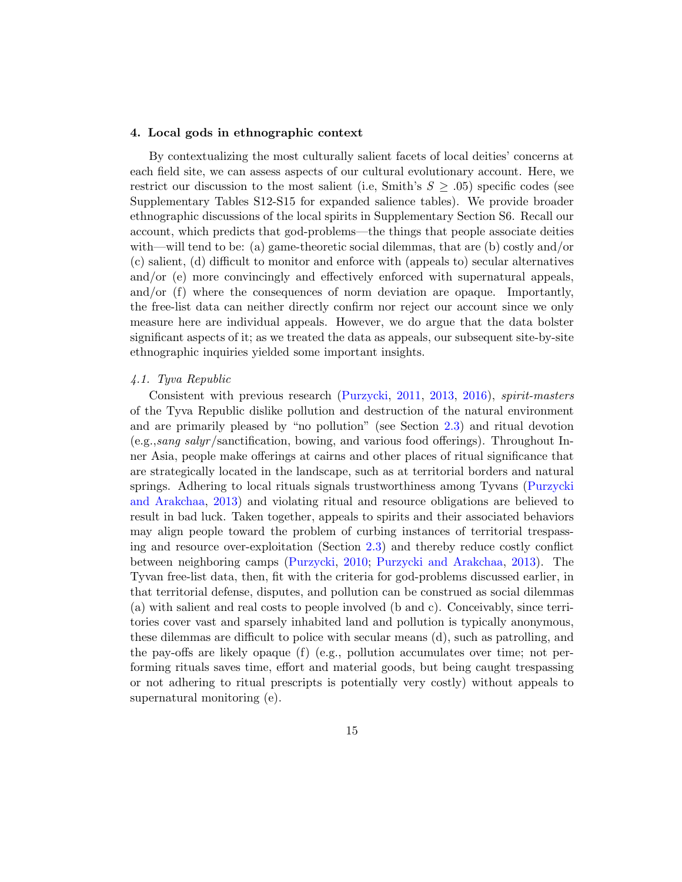## 4. Local gods in ethnographic context

By contextualizing the most culturally salient facets of local deities' concerns at each field site, we can assess aspects of our cultural evolutionary account. Here, we restrict our discussion to the most salient (i.e, Smith's $S \geq .05$) specific codes (see Supplementary Tables S12-S15 for expanded salience tables). We provide broader ethnographic discussions of the local spirits in Supplementary Section S6. Recall our account, which predicts that god-problems—the things that people associate deities with—will tend to be: (a) game-theoretic social dilemmas, that are (b) costly and/or (c) salient, (d) difficult to monitor and enforce with (appeals to) secular alternatives and/or (e) more convincingly and effectively enforced with supernatural appeals, and/or (f) where the consequences of norm deviation are opaque. Importantly, the free-list data can neither directly confirm nor reject our account since we only measure here are individual appeals. However, we do argue that the data bolster significant aspects of it; as we treated the data as appeals, our subsequent site-by-site ethnographic inquiries yielded some important insights.

### *4.1. Tyva Republic*

Consistent with previous research (Purzycki, 2011, 2013, 2016), *spirit-masters* of the Tyva Republic dislike pollution and destruction of the natural environment and are primarily pleased by "no pollution" (see Section 2.3) and ritual devotion (e.g.,*sang salyr*/sanctification, bowing, and various food offerings). Throughout Inner Asia, people make offerings at cairns and other places of ritual significance that are strategically located in the landscape, such as at territorial borders and natural springs. Adhering to local rituals signals trustworthiness among Tyvans (Purzycki and Arakchaa, 2013) and violating ritual and resource obligations are believed to result in bad luck. Taken together, appeals to spirits and their associated behaviors may align people toward the problem of curbing instances of territorial trespassing and resource over-exploitation (Section 2.3) and thereby reduce costly conflict between neighboring camps (Purzycki, 2010; Purzycki and Arakchaa, 2013). The Tyvan free-list data, then, fit with the criteria for god-problems discussed earlier, in that territorial defense, disputes, and pollution can be construed as social dilemmas (a) with salient and real costs to people involved (b and c). Conceivably, since territories cover vast and sparsely inhabited land and pollution is typically anonymous, these dilemmas are difficult to police with secular means (d), such as patrolling, and the pay-offs are likely opaque (f) (e.g., pollution accumulates over time; not performing rituals saves time, effort and material goods, but being caught trespassing or not adhering to ritual prescripts is potentially very costly) without appeals to supernatural monitoring (e).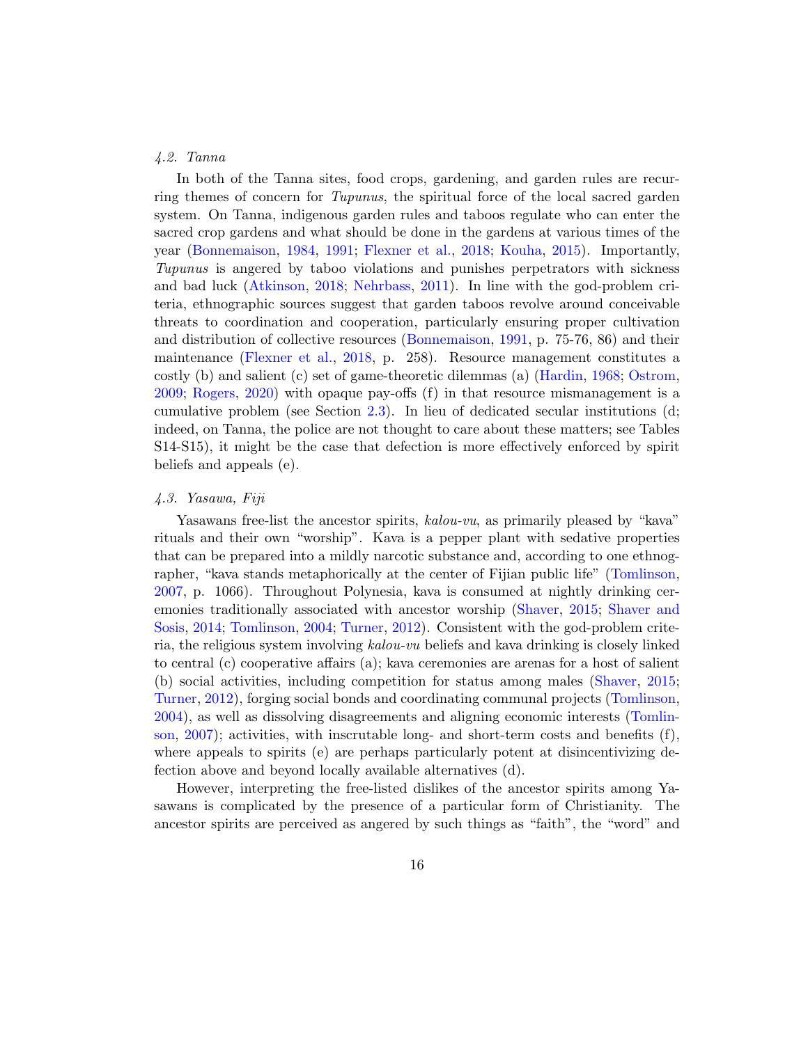#### *4.2. Tanna*

In both of the Tanna sites, food crops, gardening, and garden rules are recurring themes of concern for *Tupunus*, the spiritual force of the local sacred garden system. On Tanna, indigenous garden rules and taboos regulate who can enter the sacred crop gardens and what should be done in the gardens at various times of the year (Bonnemaison, 1984, 1991; Flexner et al., 2018; Kouha, 2015). Importantly, *Tupunus* is angered by taboo violations and punishes perpetrators with sickness and bad luck (Atkinson, 2018; Nehrbass, 2011). In line with the god-problem criteria, ethnographic sources suggest that garden taboos revolve around conceivable threats to coordination and cooperation, particularly ensuring proper cultivation and distribution of collective resources (Bonnemaison, 1991, p. 75-76, 86) and their maintenance (Flexner et al., 2018, p. 258). Resource management constitutes a costly (b) and salient (c) set of game-theoretic dilemmas (a) (Hardin, 1968; Ostrom, 2009; Rogers, 2020) with opaque pay-offs (f) in that resource mismanagement is a cumulative problem (see Section 2.3). In lieu of dedicated secular institutions (d; indeed, on Tanna, the police are not thought to care about these matters; see Tables S14-S15), it might be the case that defection is more effectively enforced by spirit beliefs and appeals (e).

#### *4.3. Yasawa, Fiji*

Yasawans free-list the ancestor spirits, *kalou-vu*, as primarily pleased by "kava" rituals and their own "worship". Kava is a pepper plant with sedative properties that can be prepared into a mildly narcotic substance and, according to one ethnographer, "kava stands metaphorically at the center of Fijian public life" (Tomlinson, 2007, p. 1066). Throughout Polynesia, kava is consumed at nightly drinking ceremonies traditionally associated with ancestor worship (Shaver, 2015; Shaver and Sosis, 2014; Tomlinson, 2004; Turner, 2012). Consistent with the god-problem criteria, the religious system involving *kalou-vu* beliefs and kava drinking is closely linked to central (c) cooperative affairs (a); kava ceremonies are arenas for a host of salient (b) social activities, including competition for status among males (Shaver, 2015; Turner, 2012), forging social bonds and coordinating communal projects (Tomlinson, 2004), as well as dissolving disagreements and aligning economic interests (Tomlinson, 2007); activities, with inscrutable long- and short-term costs and benefits (f), where appeals to spirits (e) are perhaps particularly potent at disincentivizing defection above and beyond locally available alternatives (d).

However, interpreting the free-listed dislikes of the ancestor spirits among Yasawans is complicated by the presence of a particular form of Christianity. The ancestor spirits are perceived as angered by such things as "faith", the "word" and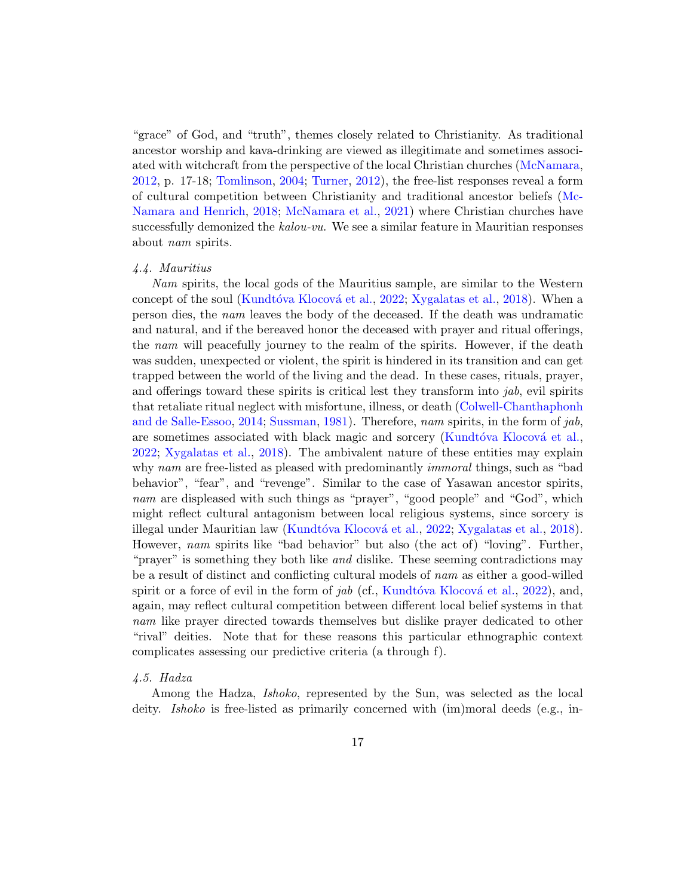"grace" of God, and "truth", themes closely related to Christianity. As traditional ancestor worship and kava-drinking are viewed as illegitimate and sometimes associated with witchcraft from the perspective of the local Christian churches (McNamara, 2012, p. 17-18; Tomlinson, 2004; Turner, 2012), the free-list responses reveal a form of cultural competition between Christianity and traditional ancestor beliefs (McNamara and Henrich, 2018; McNamara et al., 2021) where Christian churches have successfully demonized the *kalou-vu*. We see a similar feature in Mauritian responses about *nam* spirits.

### *4.4. Mauritius*

*Nam* spirits, the local gods of the Mauritius sample, are similar to the Western concept of the soul (Kundtóva Klocová et al., 2022; Xygalatas et al., 2018). When a person dies, the *nam* leaves the body of the deceased. If the death was undramatic and natural, and if the bereaved honor the deceased with prayer and ritual offerings, the *nam* will peacefully journey to the realm of the spirits. However, if the death was sudden, unexpected or violent, the spirit is hindered in its transition and can get trapped between the world of the living and the dead. In these cases, rituals, prayer, and offerings toward these spirits is critical lest they transform into *jab*, evil spirits that retaliate ritual neglect with misfortune, illness, or death (Colwell-Chanthaphonh and de Salle-Essoo, 2014; Sussman, 1981). Therefore, *nam* spirits, in the form of *jab*, are sometimes associated with black magic and sorcery (Kundtóva Klocová et al., 2022; Xygalatas et al., 2018). The ambivalent nature of these entities may explain why *nam* are free-listed as pleased with predominantly *immoral* things, such as "bad behavior", "fear", and "revenge". Similar to the case of Yasawan ancestor spirits, *nam* are displeased with such things as "prayer", "good people" and "God", which might reflect cultural antagonism between local religious systems, since sorcery is illegal under Mauritian law (Kundtóva Klocová et al., 2022; Xygalatas et al., 2018). However, *nam* spirits like "bad behavior" but also (the act of) "loving". Further, "prayer" is something they both like *and* dislike. These seeming contradictions may be a result of distinct and conflicting cultural models of *nam* as either a good-willed spirit or a force of evil in the form of *jab* (cf., Kundtóva Klocová et al., 2022), and, again, may reflect cultural competition between different local belief systems in that *nam* like prayer directed towards themselves but dislike prayer dedicated to other "rival" deities. Note that for these reasons this particular ethnographic context complicates assessing our predictive criteria (a through f).

### *4.5. Hadza*

Among the Hadza, *Ishoko*, represented by the Sun, was selected as the local deity. *Ishoko* is free-listed as primarily concerned with (im)moral deeds (e.g., in-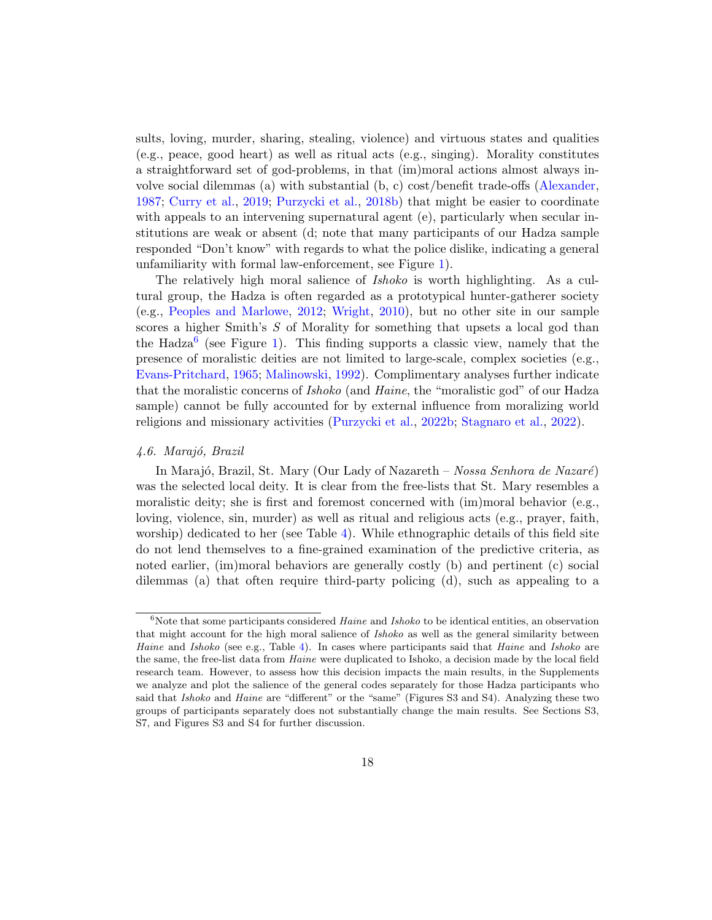sults, loving, murder, sharing, stealing, violence) and virtuous states and qualities (e.g., peace, good heart) as well as ritual acts (e.g., singing). Morality constitutes a straightforward set of god-problems, in that (im)moral actions almost always involve social dilemmas (a) with substantial (b, c) cost/benefit trade-offs (Alexander, 1987; Curry et al., 2019; Purzycki et al., 2018b) that might be easier to coordinate with appeals to an intervening supernatural agent (e), particularly when secular institutions are weak or absent (d; note that many participants of our Hadza sample responded "Don't know" with regards to what the police dislike, indicating a general unfamiliarity with formal law-enforcement, see Figure 1).

The relatively high moral salience of *Ishoko* is worth highlighting. As a cultural group, the Hadza is often regarded as a prototypical hunter-gatherer society (e.g., Peoples and Marlowe, 2012; Wright, 2010), but no other site in our sample scores a higher Smith's $S$ of Morality for something that upsets a local god than the Hadza[6] (see Figure 1). This finding supports a classic view, namely that the presence of moralistic deities are not limited to large-scale, complex societies (e.g., Evans-Pritchard, 1965; Malinowski, 1992). Complimentary analyses further indicate that the moralistic concerns of *Ishoko* (and *Haine*, the "moralistic god" of our Hadza sample) cannot be fully accounted for by external influence from moralizing world religions and missionary activities (Purzycki et al., 2022b; Stagnaro et al., 2022).

#### *4.6. Marajó, Brazil*

In Marajó, Brazil, St. Mary (Our Lady of Nazareth – *Nossa Senhora de Nazaré*) was the selected local deity. It is clear from the free-lists that St. Mary resembles a moralistic deity; she is first and foremost concerned with (im)moral behavior (e.g., loving, violence, sin, murder) as well as ritual and religious acts (e.g., prayer, faith, worship) dedicated to her (see Table 4). While ethnographic details of this field site do not lend themselves to a fine-grained examination of the predictive criteria, as noted earlier, (im)moral behaviors are generally costly (b) and pertinent (c) social dilemmas (a) that often require third-party policing (d), such as appealing to a

[6] Note that some participants considered *Haine* and *Ishoko* to be identical entities, an observation that might account for the high moral salience of *Ishoko* as well as the general similarity between *Haine* and *Ishoko* (see e.g., Table 4). In cases where participants said that *Haine* and *Ishoko* are the same, the free-list data from *Haine* were duplicated to Ishoko, a decision made by the local field research team. However, to assess how this decision impacts the main results, in the Supplements we analyze and plot the salience of the general codes separately for those Hadza participants who said that *Ishoko* and *Haine* are "different" or the "same" (Figures S3 and S4). Analyzing these two groups of participants separately does not substantially change the main results. See Sections S3, S7, and Figures S3 and S4 for further discussion.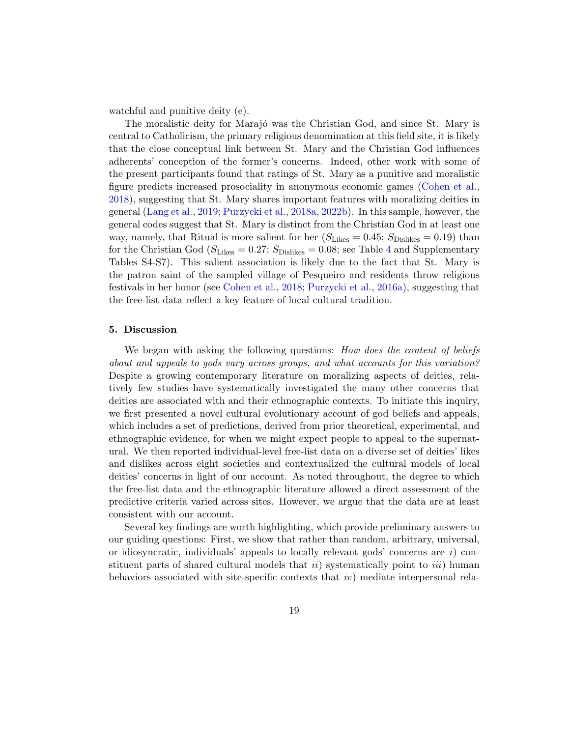watchful and punitive deity (e).

The moralistic deity for Marajó was the Christian God, and since St. Mary is central to Catholicism, the primary religious denomination at this field site, it is likely that the close conceptual link between St. Mary and the Christian God influences adherents' conception of the former's concerns. Indeed, other work with some of the present participants found that ratings of St. Mary as a punitive and moralistic figure predicts increased prosociality in anonymous economic games (Cohen et al., 2018), suggesting that St. Mary shares important features with moralizing deities in general (Lang et al., 2019; Purzycki et al., 2018a, 2022b). In this sample, however, the general codes suggest that St. Mary is distinct from the Christian God in at least one way, namely, that Ritual is more salient for her ($S_{\text{Likes}} = 0.45$; $S_{\text{Dislikes}} = 0.19$) than for the Christian God ($S_{\text{Likes}} = 0.27$; $S_{\text{Dislikes}} = 0.08$; see Table 4 and Supplementary Tables S4-S7). This salient association is likely due to the fact that St. Mary is the patron saint of the sampled village of Pesqueiro and residents throw religious festivals in her honor (see Cohen et al., 2018; Purzycki et al., 2016a), suggesting that the free-list data reflect a key feature of local cultural tradition.

## 5. Discussion

We began with asking the following questions: *How does the content of beliefs about and appeals to gods vary across groups, and what accounts for this variation?* Despite a growing contemporary literature on moralizing aspects of deities, relatively few studies have systematically investigated the many other concerns that deities are associated with and their ethnographic contexts. To initiate this inquiry, we first presented a novel cultural evolutionary account of god beliefs and appeals, which includes a set of predictions, derived from prior theoretical, experimental, and ethnographic evidence, for when we might expect people to appeal to the supernatural. We then reported individual-level free-list data on a diverse set of deities' likes and dislikes across eight societies and contextualized the cultural models of local deities' concerns in light of our account. As noted throughout, the degree to which the free-list data and the ethnographic literature allowed a direct assessment of the predictive criteria varied across sites. However, we argue that the data are at least consistent with our account.

Several key findings are worth highlighting, which provide preliminary answers to our guiding questions: First, we show that rather than random, arbitrary, universal, or idiosyncratic, individuals' appeals to locally relevant gods' concerns are *i*) constituent parts of shared cultural models that *ii*) systematically point to *iii*) human behaviors associated with site-specific contexts that *iv*) mediate interpersonal rela-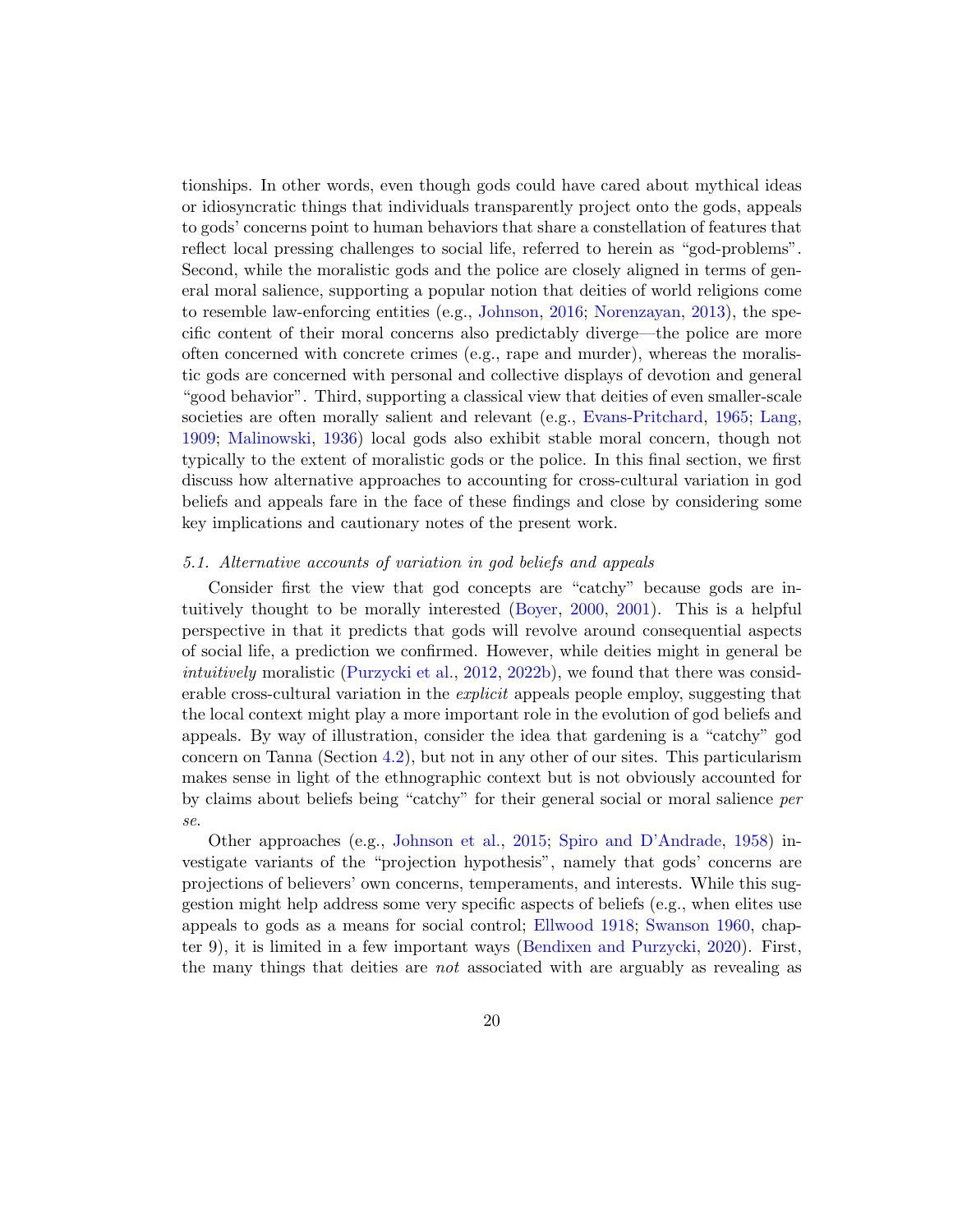tionships. In other words, even though gods could have cared about mythical ideas or idiosyncratic things that individuals transparently project onto the gods, appeals to gods' concerns point to human behaviors that share a constellation of features that reflect local pressing challenges to social life, referred to herein as "god-problems". Second, while the moralistic gods and the police are closely aligned in terms of general moral salience, supporting a popular notion that deities of world religions come to resemble law-enforcing entities (e.g., Johnson, 2016; Norenzayan, 2013), the specific content of their moral concerns also predictably diverge—the police are more often concerned with concrete crimes (e.g., rape and murder), whereas the moralistic gods are concerned with personal and collective displays of devotion and general "good behavior". Third, supporting a classical view that deities of even smaller-scale societies are often morally salient and relevant (e.g., Evans-Pritchard, 1965; Lang, 1909; Malinowski, 1936) local gods also exhibit stable moral concern, though not typically to the extent of moralistic gods or the police. In this final section, we first discuss how alternative approaches to accounting for cross-cultural variation in god beliefs and appeals fare in the face of these findings and close by considering some key implications and cautionary notes of the present work.

### *5.1. Alternative accounts of variation in god beliefs and appeals*

Consider first the view that god concepts are "catchy" because gods are intuitively thought to be morally interested (Boyer, 2000, 2001). This is a helpful perspective in that it predicts that gods will revolve around consequential aspects of social life, a prediction we confirmed. However, while deities might in general be *intuitively* moralistic (Purzycki et al., 2012, 2022b), we found that there was considerable cross-cultural variation in the *explicit* appeals people employ, suggesting that the local context might play a more important role in the evolution of god beliefs and appeals. By way of illustration, consider the idea that gardening is a "catchy" god concern on Tanna (Section 4.2), but not in any other of our sites. This particularism makes sense in light of the ethnographic context but is not obviously accounted for by claims about beliefs being "catchy" for their general social or moral salience *per se*.

Other approaches (e.g., Johnson et al., 2015; Spiro and D'Andrade, 1958) investigate variants of the "projection hypothesis", namely that gods' concerns are projections of believers' own concerns, temperaments, and interests. While this suggestion might help address some very specific aspects of beliefs (e.g., when elites use appeals to gods as a means for social control; Ellwood 1918; Swanson 1960, chapter 9), it is limited in a few important ways (Bendixen and Purzycki, 2020). First, the many things that deities are *not* associated with are arguably as revealing as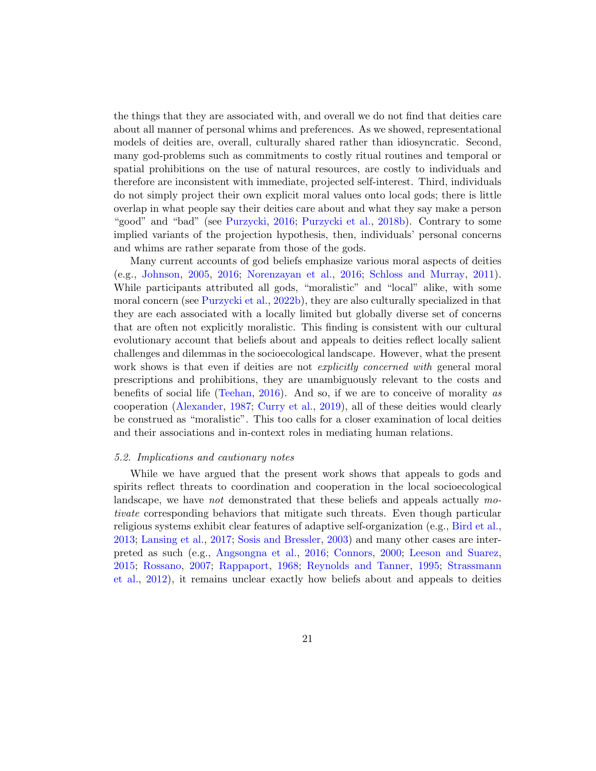the things that they are associated with, and overall we do not find that deities care about all manner of personal whims and preferences. As we showed, representational models of deities are, overall, culturally shared rather than idiosyncratic. Second, many god-problems such as commitments to costly ritual routines and temporal or spatial prohibitions on the use of natural resources, are costly to individuals and therefore are inconsistent with immediate, projected self-interest. Third, individuals do not simply project their own explicit moral values onto local gods; there is little overlap in what people say their deities care about and what they say make a person "good" and "bad" (see Purzycki, 2016; Purzycki et al., 2018b). Contrary to some implied variants of the projection hypothesis, then, individuals' personal concerns and whims are rather separate from those of the gods.

Many current accounts of god beliefs emphasize various moral aspects of deities (e.g., Johnson, 2005, 2016; Norenzayan et al., 2016; Schloss and Murray, 2011). While participants attributed all gods, "moralistic" and "local" alike, with some moral concern (see Purzycki et al., 2022b), they are also culturally specialized in that they are each associated with a locally limited but globally diverse set of concerns that are often not explicitly moralistic. This finding is consistent with our cultural evolutionary account that beliefs about and appeals to deities reflect locally salient challenges and dilemmas in the socioecological landscape. However, what the present work shows is that even if deities are not *explicitly concerned with* general moral prescriptions and prohibitions, they are unambiguously relevant to the costs and benefits of social life (Teehan, 2016). And so, if we are to conceive of morality *as* cooperation (Alexander, 1987; Curry et al., 2019), all of these deities would clearly be construed as "moralistic". This too calls for a closer examination of local deities and their associations and in-context roles in mediating human relations.

### *5.2. Implications and cautionary notes*

While we have argued that the present work shows that appeals to gods and spirits reflect threats to coordination and cooperation in the local socioecological landscape, we have *not* demonstrated that these beliefs and appeals actually *motivate* corresponding behaviors that mitigate such threats. Even though particular religious systems exhibit clear features of adaptive self-organization (e.g., Bird et al., 2013; Lansing et al., 2017; Sosis and Bressler, 2003) and many other cases are interpreted as such (e.g., Angsongna et al., 2016; Connors, 2000; Leeson and Suarez, 2015; Rossano, 2007; Rappaport, 1968; Reynolds and Tanner, 1995; Strassmann et al., 2012), it remains unclear exactly how beliefs about and appeals to deities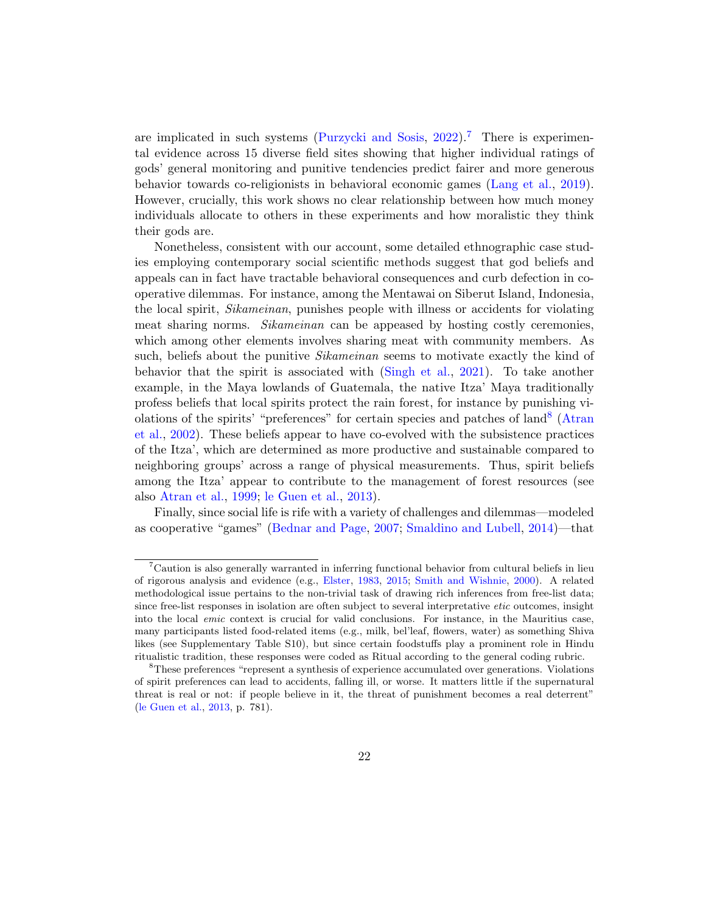are implicated in such systems (Purzycki and Sosis, 2022).[7] There is experimental evidence across 15 diverse field sites showing that higher individual ratings of gods' general monitoring and punitive tendencies predict fairer and more generous behavior towards co-religionists in behavioral economic games (Lang et al., 2019). However, crucially, this work shows no clear relationship between how much money individuals allocate to others in these experiments and how moralistic they think their gods are.

Nonetheless, consistent with our account, some detailed ethnographic case studies employing contemporary social scientific methods suggest that god beliefs and appeals can in fact have tractable behavioral consequences and curb defection in cooperative dilemmas. For instance, among the Mentawai on Siberut Island, Indonesia, the local spirit, *Sikameinan*, punishes people with illness or accidents for violating meat sharing norms. *Sikameinan* can be appeased by hosting costly ceremonies, which among other elements involves sharing meat with community members. As such, beliefs about the punitive *Sikameinan* seems to motivate exactly the kind of behavior that the spirit is associated with (Singh et al., 2021). To take another example, in the Maya lowlands of Guatemala, the native Itza' Maya traditionally profess beliefs that local spirits protect the rain forest, for instance by punishing violations of the spirits' "preferences" for certain species and patches of land[8] (Atran et al., 2002). These beliefs appear to have co-evolved with the subsistence practices of the Itza', which are determined as more productive and sustainable compared to neighboring groups' across a range of physical measurements. Thus, spirit beliefs among the Itza' appear to contribute to the management of forest resources (see also Atran et al., 1999; le Guen et al., 2013).

Finally, since social life is rife with a variety of challenges and dilemmas—modeled as cooperative "games" (Bednar and Page, 2007; Smaldino and Lubell, 2014)—that

---

[7] Caution is also generally warranted in inferring functional behavior from cultural beliefs in lieu of rigorous analysis and evidence (e.g., Elster, 1983, 2015; Smith and Wishnie, 2000). A related methodological issue pertains to the non-trivial task of drawing rich inferences from free-list data; since free-list responses in isolation are often subject to several interpretative *etic* outcomes, insight into the local *emic* context is crucial for valid conclusions. For instance, in the Mauritius case, many participants listed food-related items (e.g., milk, bel'leaf, flowers, water) as something Shiva likes (see Supplementary Table S10), but since certain foodstuffs play a prominent role in Hindu ritualistic tradition, these responses were coded as Ritual according to the general coding rubric.

[8] These preferences "represent a synthesis of experience accumulated over generations. Violations of spirit preferences can lead to accidents, falling ill, or worse. It matters little if the supernatural threat is real or not: if people believe in it, the threat of punishment becomes a real deterrent" (le Guen et al., 2013, p. 781).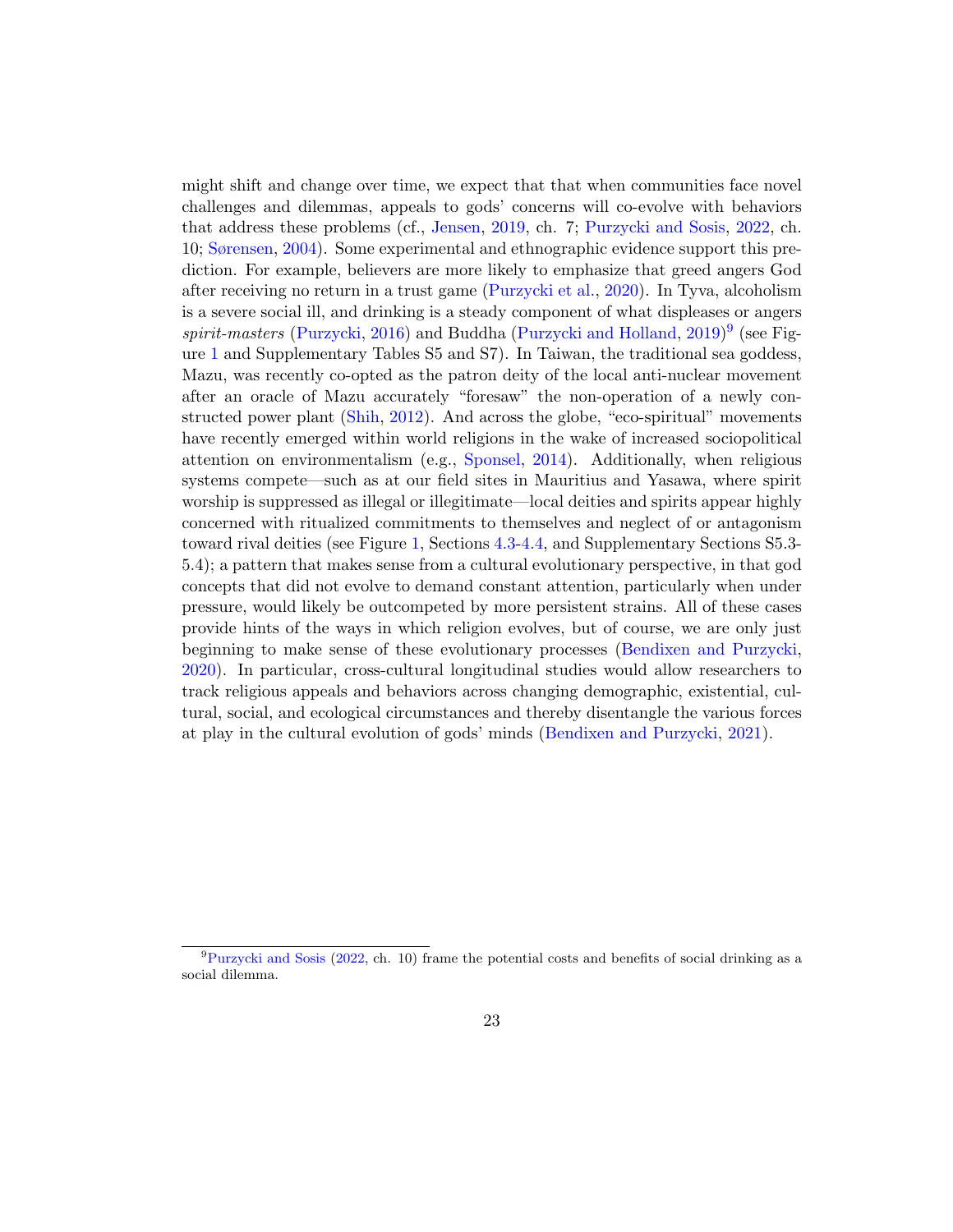might shift and change over time, we expect that that when communities face novel challenges and dilemmas, appeals to gods' concerns will co-evolve with behaviors that address these problems (cf., Jensen, 2019, ch. 7; Purzycki and Sosis, 2022, ch. 10; Sørensen, 2004). Some experimental and ethnographic evidence support this prediction. For example, believers are more likely to emphasize that greed angers God after receiving no return in a trust game (Purzycki et al., 2020). In Tyva, alcoholism is a severe social ill, and drinking is a steady component of what displeases or angers *spirit-masters* (Purzycki, 2016) and Buddha (Purzycki and Holland, 2019)[9] (see Figure 1 and Supplementary Tables S5 and S7). In Taiwan, the traditional sea goddess, Mazu, was recently co-opted as the patron deity of the local anti-nuclear movement after an oracle of Mazu accurately "foresaw" the non-operation of a newly constructed power plant (Shih, 2012). And across the globe, "eco-spiritual" movements have recently emerged within world religions in the wake of increased sociopolitical attention on environmentalism (e.g., Sponsel, 2014). Additionally, when religious systems compete—such as at our field sites in Mauritius and Yasawa, where spirit worship is suppressed as illegal or illegitimate—local deities and spirits appear highly concerned with ritualized commitments to themselves and neglect of or antagonism toward rival deities (see Figure 1, Sections 4.3-4.4, and Supplementary Sections S5.3-5.4); a pattern that makes sense from a cultural evolutionary perspective, in that god concepts that did not evolve to demand constant attention, particularly when under pressure, would likely be outcompeted by more persistent strains. All of these cases provide hints of the ways in which religion evolves, but of course, we are only just beginning to make sense of these evolutionary processes (Bendixen and Purzycki, 2020). In particular, cross-cultural longitudinal studies would allow researchers to track religious appeals and behaviors across changing demographic, existential, cultural, social, and ecological circumstances and thereby disentangle the various forces at play in the cultural evolution of gods' minds (Bendixen and Purzycki, 2021).

[9] Purzycki and Sosis (2022, ch. 10) frame the potential costs and benefits of social drinking as a social dilemma.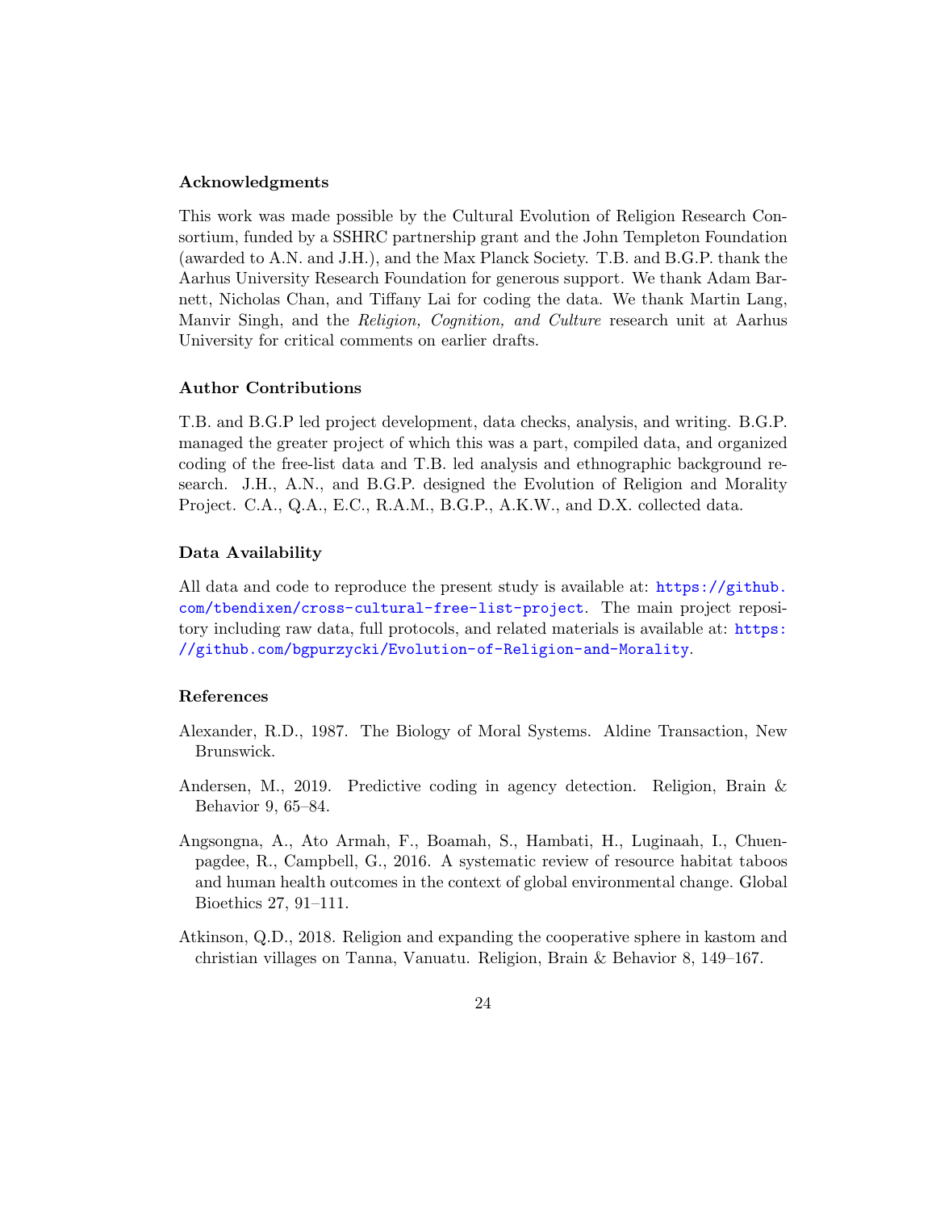### Acknowledgments

This work was made possible by the Cultural Evolution of Religion Research Consortium, funded by a SSHRC partnership grant and the John Templeton Foundation (awarded to A.N. and J.H.), and the Max Planck Society. T.B. and B.G.P. thank the Aarhus University Research Foundation for generous support. We thank Adam Barnett, Nicholas Chan, and Tiffany Lai for coding the data. We thank Martin Lang, Manvir Singh, and the *Religion, Cognition, and Culture* research unit at Aarhus University for critical comments on earlier drafts.

### Author Contributions

T.B. and B.G.P led project development, data checks, analysis, and writing. B.G.P. managed the greater project of which this was a part, compiled data, and organized coding of the free-list data and T.B. led analysis and ethnographic background research. J.H., A.N., and B.G.P. designed the Evolution of Religion and Morality Project. C.A., Q.A., E.C., R.A.M., B.G.P., A.K.W., and D.X. collected data.

### Data Availability

All data and code to reproduce the present study is available at: https://github.com/tbendixen/cross-cultural-free-list-project. The main project repository including raw data, full protocols, and related materials is available at: https://github.com/bgpurzycki/Evolution-of-Religion-and-Morality.

### References

Alexander, R.D., 1987. The Biology of Moral Systems. Aldine Transaction, New Brunswick.

Andersen, M., 2019. Predictive coding in agency detection. Religion, Brain & Behavior 9, 65–84.

Angsongna, A., Ato Armah, F., Boamah, S., Hambati, H., Luginaah, I., Chuenpagdee, R., Campbell, G., 2016. A systematic review of resource habitat taboos and human health outcomes in the context of global environmental change. Global Bioethics 27, 91–111.

Atkinson, Q.D., 2018. Religion and expanding the cooperative sphere in kastom and christian villages on Tanna, Vanuatu. Religion, Brain & Behavior 8, 149–167.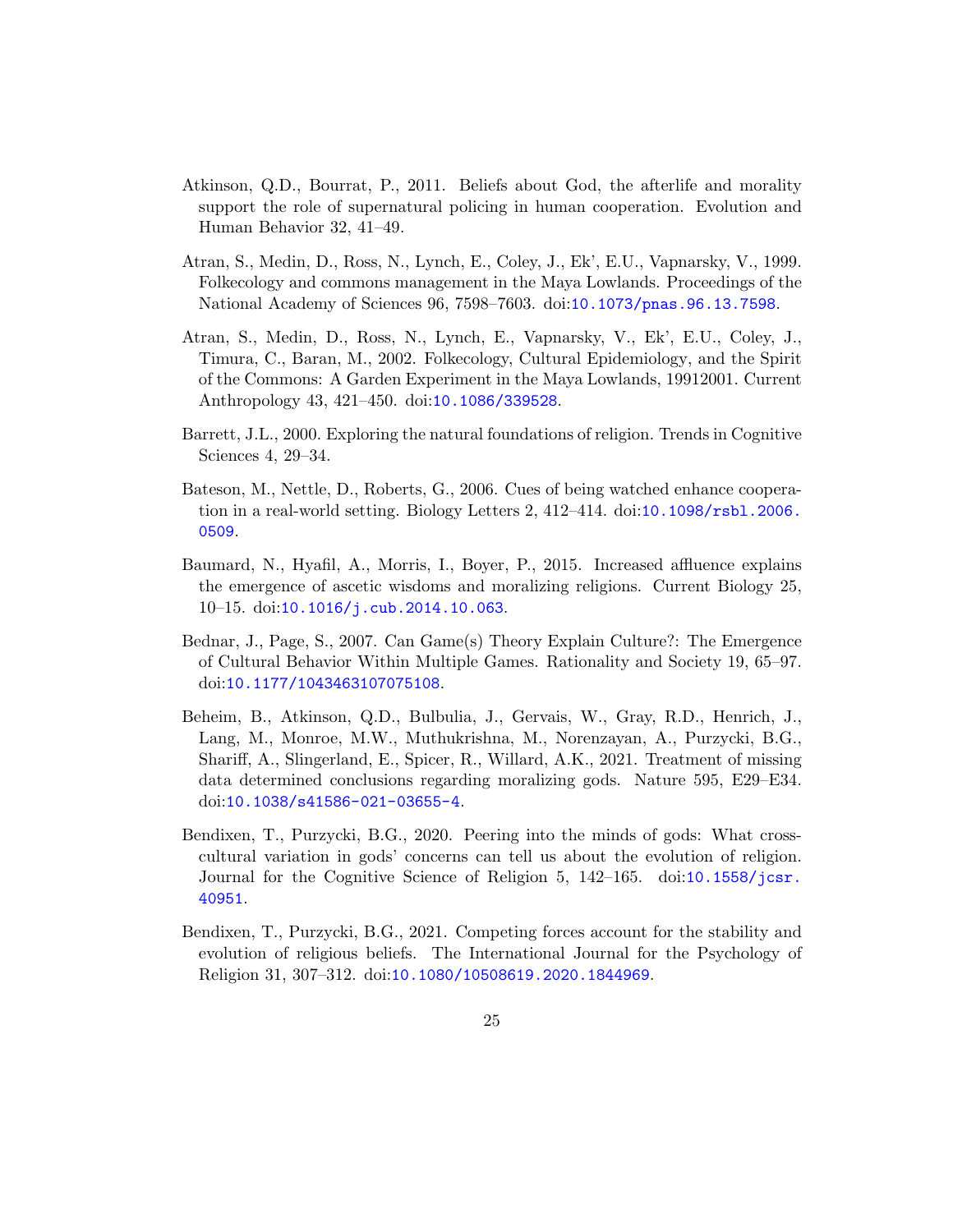Atkinson, Q.D., Bourrat, P., 2011. Beliefs about God, the afterlife and morality support the role of supernatural policing in human cooperation. Evolution and Human Behavior 32, 41–49.

Atran, S., Medin, D., Ross, N., Lynch, E., Coley, J., Ek', E.U., Vapnarsky, V., 1999. Folkecology and commons management in the Maya Lowlands. Proceedings of the National Academy of Sciences 96, 7598–7603. doi:10.1073/pnas.96.13.7598.

Atran, S., Medin, D., Ross, N., Lynch, E., Vapnarsky, V., Ek', E.U., Coley, J., Timura, C., Baran, M., 2002. Folkecology, Cultural Epidemiology, and the Spirit of the Commons: A Garden Experiment in the Maya Lowlands, 19912001. Current Anthropology 43, 421–450. doi:10.1086/339528.

Barrett, J.L., 2000. Exploring the natural foundations of religion. Trends in Cognitive Sciences 4, 29–34.

Bateson, M., Nettle, D., Roberts, G., 2006. Cues of being watched enhance cooperation in a real-world setting. Biology Letters 2, 412–414. doi:10.1098/rsbl.2006.0509.

Baumard, N., Hyafil, A., Morris, I., Boyer, P., 2015. Increased affluence explains the emergence of ascetic wisdoms and moralizing religions. Current Biology 25, 10–15. doi:10.1016/j.cub.2014.10.063.

Bednar, J., Page, S., 2007. Can Game(s) Theory Explain Culture?: The Emergence of Cultural Behavior Within Multiple Games. Rationality and Society 19, 65–97. doi:10.1177/1043463107075108.

Beheim, B., Atkinson, Q.D., Bulbulia, J., Gervais, W., Gray, R.D., Henrich, J., Lang, M., Monroe, M.W., Muthukrishna, M., Norenzayan, A., Purzycki, B.G., Shariff, A., Slingerland, E., Spicer, R., Willard, A.K., 2021. Treatment of missing data determined conclusions regarding moralizing gods. Nature 595, E29–E34. doi:10.1038/s41586-021-03655-4.

Bendixen, T., Purzycki, B.G., 2020. Peering into the minds of gods: What cross-cultural variation in gods' concerns can tell us about the evolution of religion. Journal for the Cognitive Science of Religion 5, 142–165. doi:10.1558/jcsr.40951.

Bendixen, T., Purzycki, B.G., 2021. Competing forces account for the stability and evolution of religious beliefs. The International Journal for the Psychology of Religion 31, 307–312. doi:10.1080/10508619.2020.1844969.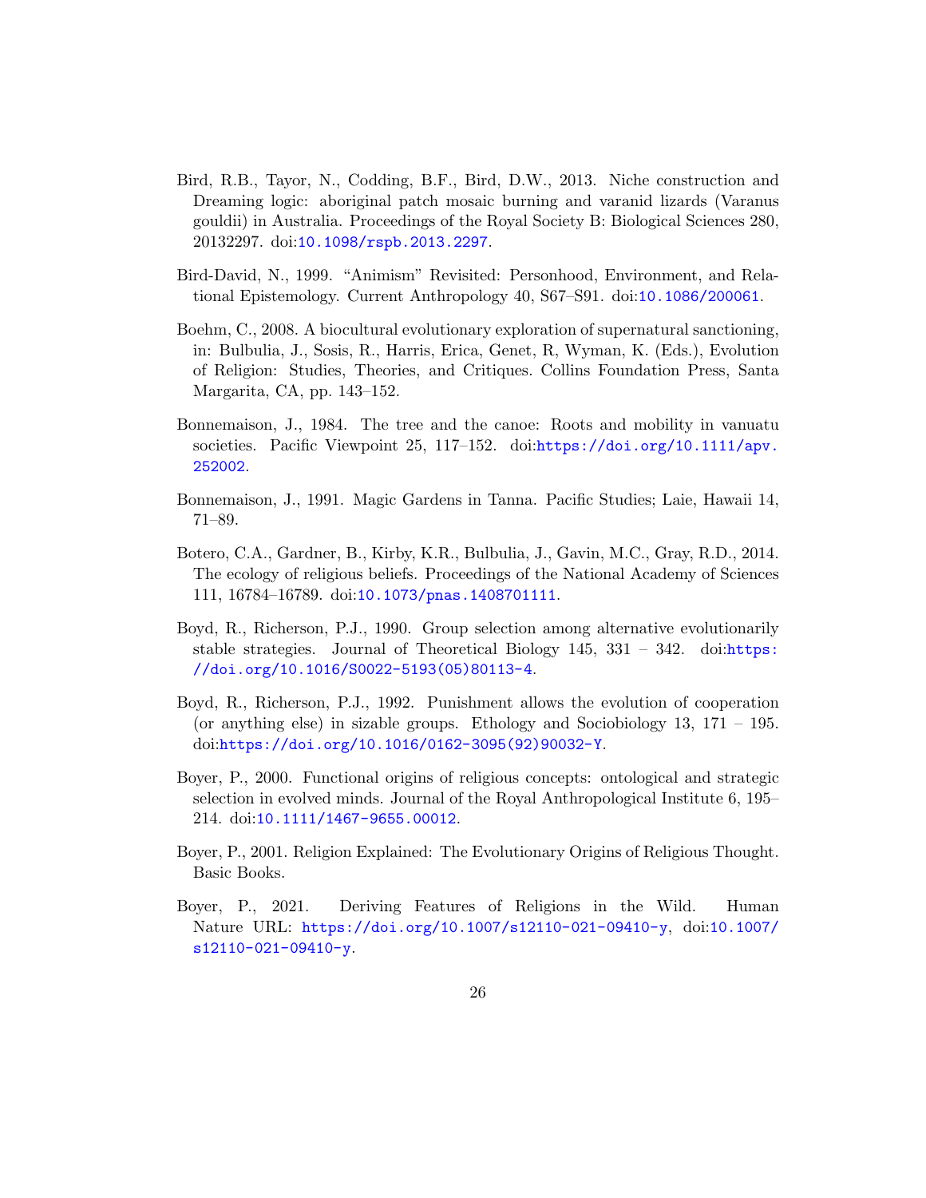Bird, R.B., Tayor, N., Codding, B.F., Bird, D.W., 2013. Niche construction and Dreaming logic: aboriginal patch mosaic burning and varanid lizards (Varanus gouldii) in Australia. Proceedings of the Royal Society B: Biological Sciences 280, 20132297. doi:10.1098/rspb.2013.2297.

Bird-David, N., 1999. "Animism" Revisited: Personhood, Environment, and Relational Epistemology. Current Anthropology 40, S67–S91. doi:10.1086/200061.

Boehm, C., 2008. A biocultural evolutionary exploration of supernatural sanctioning, in: Bulbulia, J., Sosis, R., Harris, Erica, Genet, R, Wyman, K. (Eds.), Evolution of Religion: Studies, Theories, and Critiques. Collins Foundation Press, Santa Margarita, CA, pp. 143–152.

Bonnemaison, J., 1984. The tree and the canoe: Roots and mobility in vanuatu societies. Pacific Viewpoint 25, 117–152. doi:https://doi.org/10.1111/apv.252002.

Bonnemaison, J., 1991. Magic Gardens in Tanna. Pacific Studies; Laie, Hawaii 14, 71–89.

Botero, C.A., Gardner, B., Kirby, K.R., Bulbulia, J., Gavin, M.C., Gray, R.D., 2014. The ecology of religious beliefs. Proceedings of the National Academy of Sciences 111, 16784–16789. doi:10.1073/pnas.1408701111.

Boyd, R., Richerson, P.J., 1990. Group selection among alternative evolutionarily stable strategies. Journal of Theoretical Biology 145, 331 – 342. doi:https://doi.org/10.1016/S0022-5193(05)80113-4.

Boyd, R., Richerson, P.J., 1992. Punishment allows the evolution of cooperation (or anything else) in sizable groups. Ethology and Sociobiology 13, 171 – 195. doi:https://doi.org/10.1016/0162-3095(92)90032-Y.

Boyer, P., 2000. Functional origins of religious concepts: ontological and strategic selection in evolved minds. Journal of the Royal Anthropological Institute 6, 195–214. doi:10.1111/1467-9655.00012.

Boyer, P., 2001. Religion Explained: The Evolutionary Origins of Religious Thought. Basic Books.

Boyer, P., 2021. Deriving Features of Religions in the Wild. Human Nature URL: https://doi.org/10.1007/s12110-021-09410-y, doi:10.1007/s12110-021-09410-y.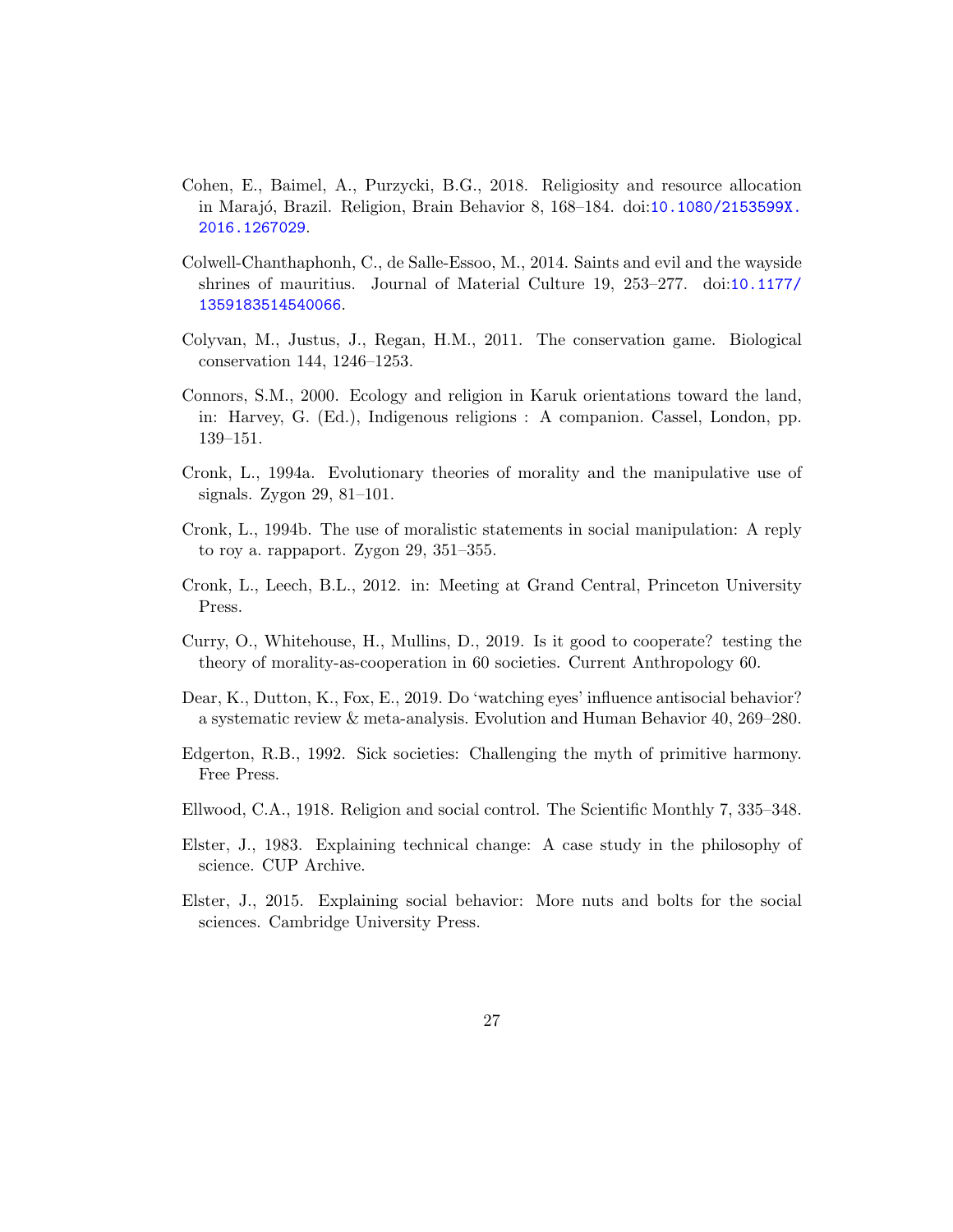Cohen, E., Baimel, A., Purzycki, B.G., 2018. Religiosity and resource allocation in Marajó, Brazil. Religion, Brain Behavior 8, 168–184. doi:10.1080/2153599X.2016.1267029.

Colwell-Chanthaphonh, C., de Salle-Essoo, M., 2014. Saints and evil and the wayside shrines of mauritius. Journal of Material Culture 19, 253–277. doi:10.1177/1359183514540066.

Colyvan, M., Justus, J., Regan, H.M., 2011. The conservation game. Biological conservation 144, 1246–1253.

Connors, S.M., 2000. Ecology and religion in Karuk orientations toward the land, in: Harvey, G. (Ed.), Indigenous religions : A companion. Cassel, London, pp. 139–151.

Cronk, L., 1994a. Evolutionary theories of morality and the manipulative use of signals. Zygon 29, 81–101.

Cronk, L., 1994b. The use of moralistic statements in social manipulation: A reply to roy a. rappaport. Zygon 29, 351–355.

Cronk, L., Leech, B.L., 2012. in: Meeting at Grand Central, Princeton University Press.

Curry, O., Whitehouse, H., Mullins, D., 2019. Is it good to cooperate? testing the theory of morality-as-cooperation in 60 societies. Current Anthropology 60.

Dear, K., Dutton, K., Fox, E., 2019. Do 'watching eyes' influence antisocial behavior? a systematic review & meta-analysis. Evolution and Human Behavior 40, 269–280.

Edgerton, R.B., 1992. Sick societies: Challenging the myth of primitive harmony. Free Press.

Ellwood, C.A., 1918. Religion and social control. The Scientific Monthly 7, 335–348.

Elster, J., 1983. Explaining technical change: A case study in the philosophy of science. CUP Archive.

Elster, J., 2015. Explaining social behavior: More nuts and bolts for the social sciences. Cambridge University Press.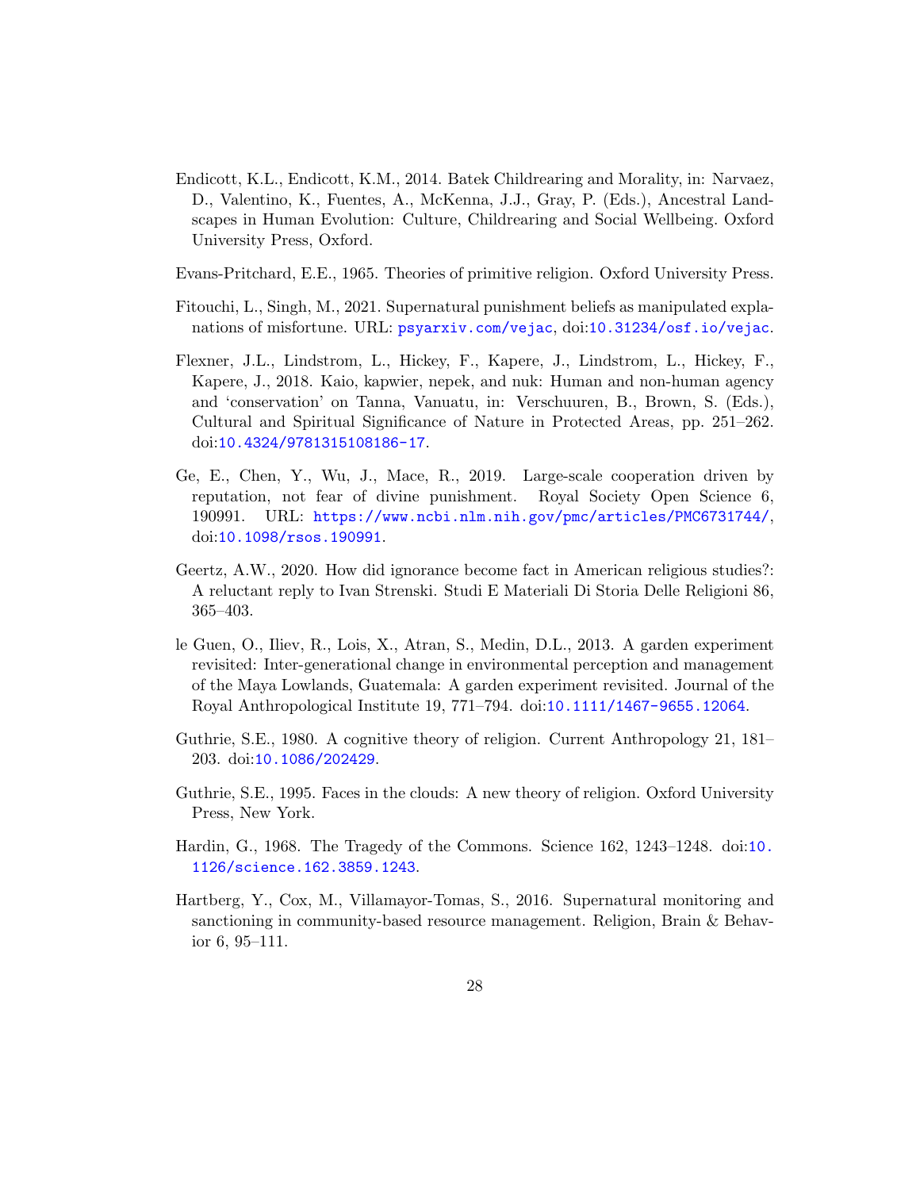Endicott, K.L., Endicott, K.M., 2014. Batek Childrearing and Morality, in: Narvaez, D., Valentino, K., Fuentes, A., McKenna, J.J., Gray, P. (Eds.), Ancestral Landscapes in Human Evolution: Culture, Childrearing and Social Wellbeing. Oxford University Press, Oxford.

Evans-Pritchard, E.E., 1965. Theories of primitive religion. Oxford University Press.

Fitouchi, L., Singh, M., 2021. Supernatural punishment beliefs as manipulated explanations of misfortune. URL: psyarxiv.com/vejac, doi:10.31234/osf.io/vejac.

Flexner, J.L., Lindstrom, L., Hickey, F., Kapere, J., Lindstrom, L., Hickey, F., Kapere, J., 2018. Kaio, kapwier, nepek, and nuk: Human and non-human agency and 'conservation' on Tanna, Vanuatu, in: Verschuuren, B., Brown, S. (Eds.), Cultural and Spiritual Significance of Nature in Protected Areas, pp. 251–262. doi:10.4324/9781315108186-17.

Ge, E., Chen, Y., Wu, J., Mace, R., 2019. Large-scale cooperation driven by reputation, not fear of divine punishment. Royal Society Open Science 6, 190991. URL: https://www.ncbi.nlm.nih.gov/pmc/articles/PMC6731744/, doi:10.1098/rsos.190991.

Geertz, A.W., 2020. How did ignorance become fact in American religious studies?: A reluctant reply to Ivan Strenski. Studi E Materiali Di Storia Delle Religioni 86, 365–403.

le Guen, O., Iliev, R., Lois, X., Atran, S., Medin, D.L., 2013. A garden experiment revisited: Inter-generational change in environmental perception and management of the Maya Lowlands, Guatemala: A garden experiment revisited. Journal of the Royal Anthropological Institute 19, 771–794. doi:10.1111/1467-9655.12064.

Guthrie, S.E., 1980. A cognitive theory of religion. Current Anthropology 21, 181–203. doi:10.1086/202429.

Guthrie, S.E., 1995. Faces in the clouds: A new theory of religion. Oxford University Press, New York.

Hardin, G., 1968. The Tragedy of the Commons. Science 162, 1243–1248. doi:10.1126/science.162.3859.1243.

Hartberg, Y., Cox, M., Villamayor-Tomas, S., 2016. Supernatural monitoring and sanctioning in community-based resource management. Religion, Brain & Behavior 6, 95–111.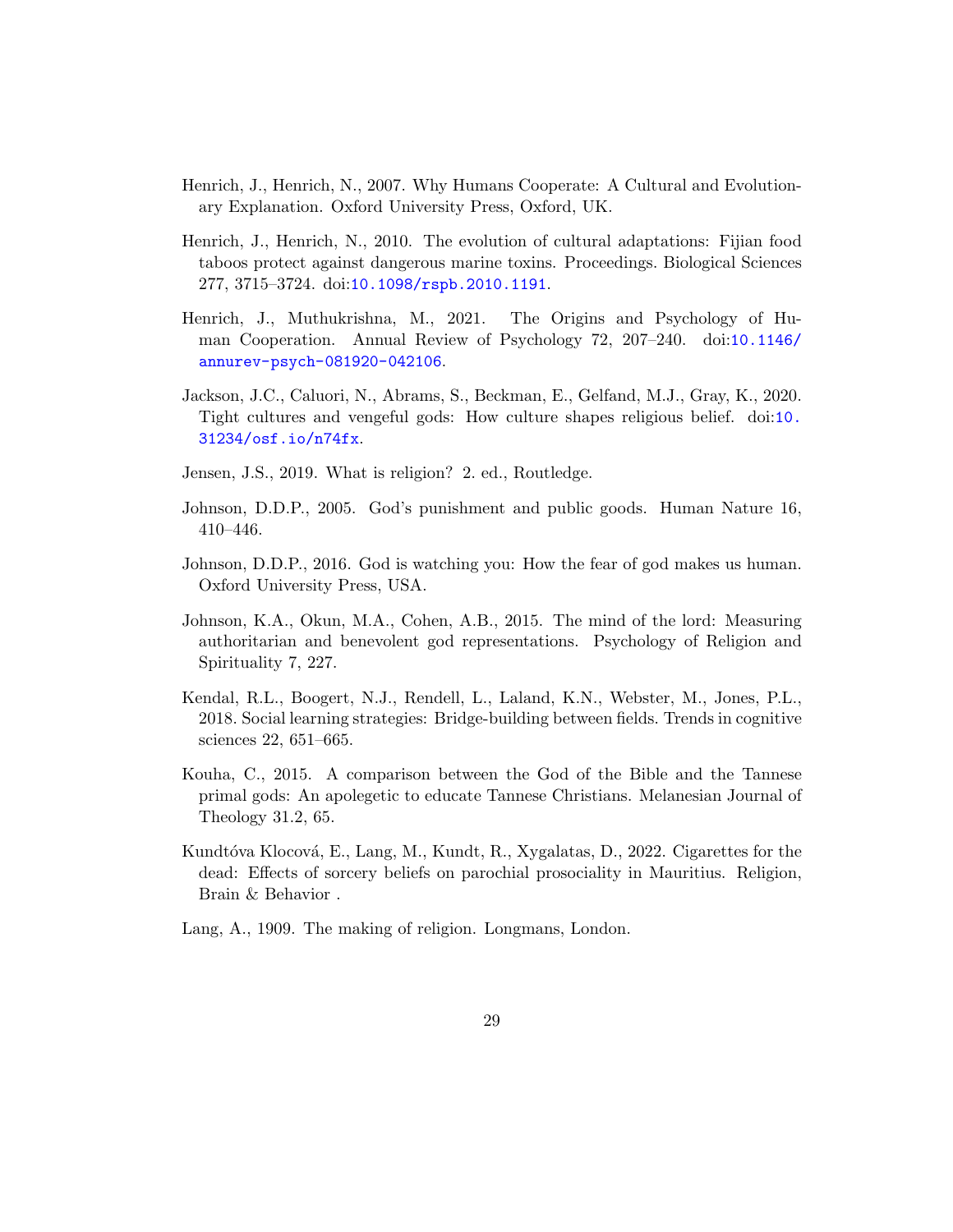Henrich, J., Henrich, N., 2007. Why Humans Cooperate: A Cultural and Evolutionary Explanation. Oxford University Press, Oxford, UK.

Henrich, J., Henrich, N., 2010. The evolution of cultural adaptations: Fijian food taboos protect against dangerous marine toxins. Proceedings. Biological Sciences 277, 3715–3724. doi:10.1098/rspb.2010.1191.

Henrich, J., Muthukrishna, M., 2021. The Origins and Psychology of Human Cooperation. Annual Review of Psychology 72, 207–240. doi:10.1146/annurev-psych-081920-042106.

Jackson, J.C., Caluori, N., Abrams, S., Beckman, E., Gelfand, M.J., Gray, K., 2020. Tight cultures and vengeful gods: How culture shapes religious belief. doi:10.31234/osf.io/n74fx.

Jensen, J.S., 2019. What is religion? 2. ed., Routledge.

Johnson, D.D.P., 2005. God's punishment and public goods. Human Nature 16, 410–446.

Johnson, D.D.P., 2016. God is watching you: How the fear of god makes us human. Oxford University Press, USA.

Johnson, K.A., Okun, M.A., Cohen, A.B., 2015. The mind of the lord: Measuring authoritarian and benevolent god representations. Psychology of Religion and Spirituality 7, 227.

Kendal, R.L., Boogert, N.J., Rendell, L., Laland, K.N., Webster, M., Jones, P.L., 2018. Social learning strategies: Bridge-building between fields. Trends in cognitive sciences 22, 651–665.

Kouha, C., 2015. A comparison between the God of the Bible and the Tannese primal gods: An apologetic to educate Tannese Christians. Melanesian Journal of Theology 31.2, 65.

Kundtóva Klocová, E., Lang, M., Kundt, R., Xygalatas, D., 2022. Cigarettes for the dead: Effects of sorcery beliefs on parochial prosociality in Mauritius. Religion, Brain & Behavior .

Lang, A., 1909. The making of religion. Longmans, London.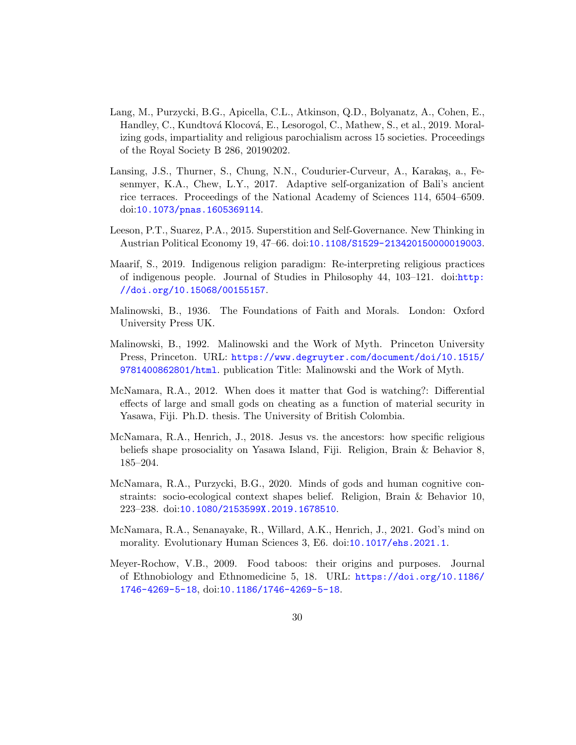Lang, M., Purzycki, B.G., Apicella, C.L., Atkinson, Q.D., Bolyanatz, A., Cohen, E., Handley, C., Kundtová Klocová, E., Lesorogol, C., Mathew, S., et al., 2019. Moralizing gods, impartiality and religious parochialism across 15 societies. Proceedings of the Royal Society B 286, 20190202.

Lansing, J.S., Thurner, S., Chung, N.N., Coudurier-Curveur, A., Karakaş, a., Fesenmyer, K.A., Chew, L.Y., 2017. Adaptive self-organization of Bali's ancient rice terraces. Proceedings of the National Academy of Sciences 114, 6504–6509. doi:10.1073/pnas.1605369114.

Leeson, P.T., Suarez, P.A., 2015. Superstition and Self-Governance. New Thinking in Austrian Political Economy 19, 47–66. doi:10.1108/S1529-213420150000019003.

Maarif, S., 2019. Indigenous religion paradigm: Re-interpreting religious practices of indigenous people. Journal of Studies in Philosophy 44, 103–121. doi:http://doi.org/10.15068/00155157.

Malinowski, B., 1936. The Foundations of Faith and Morals. London: Oxford University Press UK.

Malinowski, B., 1992. Malinowski and the Work of Myth. Princeton University Press, Princeton. URL: https://www.degruyter.com/document/doi/10.1515/9781400862801/html. publication Title: Malinowski and the Work of Myth.

McNamara, R.A., 2012. When does it matter that God is watching?: Differential effects of large and small gods on cheating as a function of material security in Yasawa, Fiji. Ph.D. thesis. The University of British Colombia.

McNamara, R.A., Henrich, J., 2018. Jesus vs. the ancestors: how specific religious beliefs shape prosociality on Yasawa Island, Fiji. Religion, Brain & Behavior 8, 185–204.

McNamara, R.A., Purzycki, B.G., 2020. Minds of gods and human cognitive constraints: socio-ecological context shapes belief. Religion, Brain & Behavior 10, 223–238. doi:10.1080/2153599X.2019.1678510.

McNamara, R.A., Senanayake, R., Willard, A.K., Henrich, J., 2021. God's mind on morality. Evolutionary Human Sciences 3, E6. doi:10.1017/ehs.2021.1.

Meyer-Rochow, V.B., 2009. Food taboos: their origins and purposes. Journal of Ethnobiology and Ethnomedicine 5, 18. URL: https://doi.org/10.1186/1746-4269-5-18, doi:10.1186/1746-4269-5-18.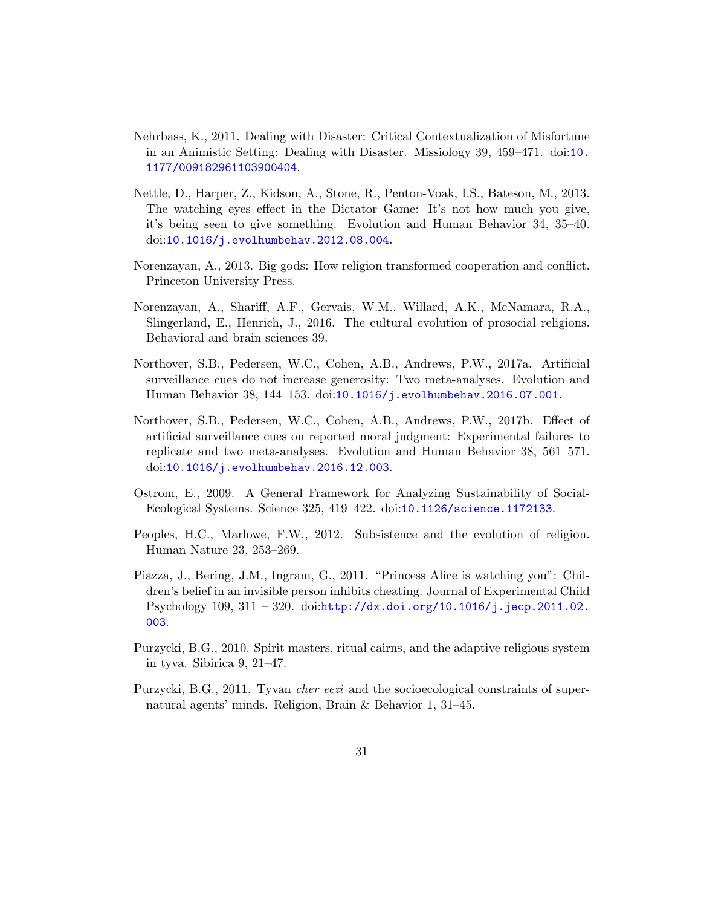Nehrbass, K., 2011. Dealing with Disaster: Critical Contextualization of Misfortune in an Animistic Setting: Dealing with Disaster. Missiology 39, 459–471. doi:10.1177/009182961103900404.

Nettle, D., Harper, Z., Kidson, A., Stone, R., Penton-Voak, I.S., Bateson, M., 2013. The watching eyes effect in the Dictator Game: It's not how much you give, it's being seen to give something. Evolution and Human Behavior 34, 35–40. doi:10.1016/j.evolhumbehav.2012.08.004.

Norenzayan, A., 2013. Big gods: How religion transformed cooperation and conflict. Princeton University Press.

Norenzayan, A., Shariff, A.F., Gervais, W.M., Willard, A.K., McNamara, R.A., Slingerland, E., Henrich, J., 2016. The cultural evolution of prosocial religions. Behavioral and brain sciences 39.

Northover, S.B., Pedersen, W.C., Cohen, A.B., Andrews, P.W., 2017a. Artificial surveillance cues do not increase generosity: Two meta-analyses. Evolution and Human Behavior 38, 144–153. doi:10.1016/j.evolhumbehav.2016.07.001.

Northover, S.B., Pedersen, W.C., Cohen, A.B., Andrews, P.W., 2017b. Effect of artificial surveillance cues on reported moral judgment: Experimental failures to replicate and two meta-analyses. Evolution and Human Behavior 38, 561–571. doi:10.1016/j.evolhumbehav.2016.12.003.

Ostrom, E., 2009. A General Framework for Analyzing Sustainability of Social-Ecological Systems. Science 325, 419–422. doi:10.1126/science.1172133.

Peoples, H.C., Marlowe, F.W., 2012. Subsistence and the evolution of religion. Human Nature 23, 253–269.

Piazza, J., Bering, J.M., Ingram, G., 2011. "Princess Alice is watching you": Children's belief in an invisible person inhibits cheating. Journal of Experimental Child Psychology 109, 311 – 320. doi:http://dx.doi.org/10.1016/j.jecp.2011.02.003.

Purzycki, B.G., 2010. Spirit masters, ritual cairns, and the adaptive religious system in tyva. Sibirica 9, 21–47.

Purzycki, B.G., 2011. Tyvan *cher eezi* and the socioecological constraints of supernatural agents' minds. Religion, Brain & Behavior 1, 31–45.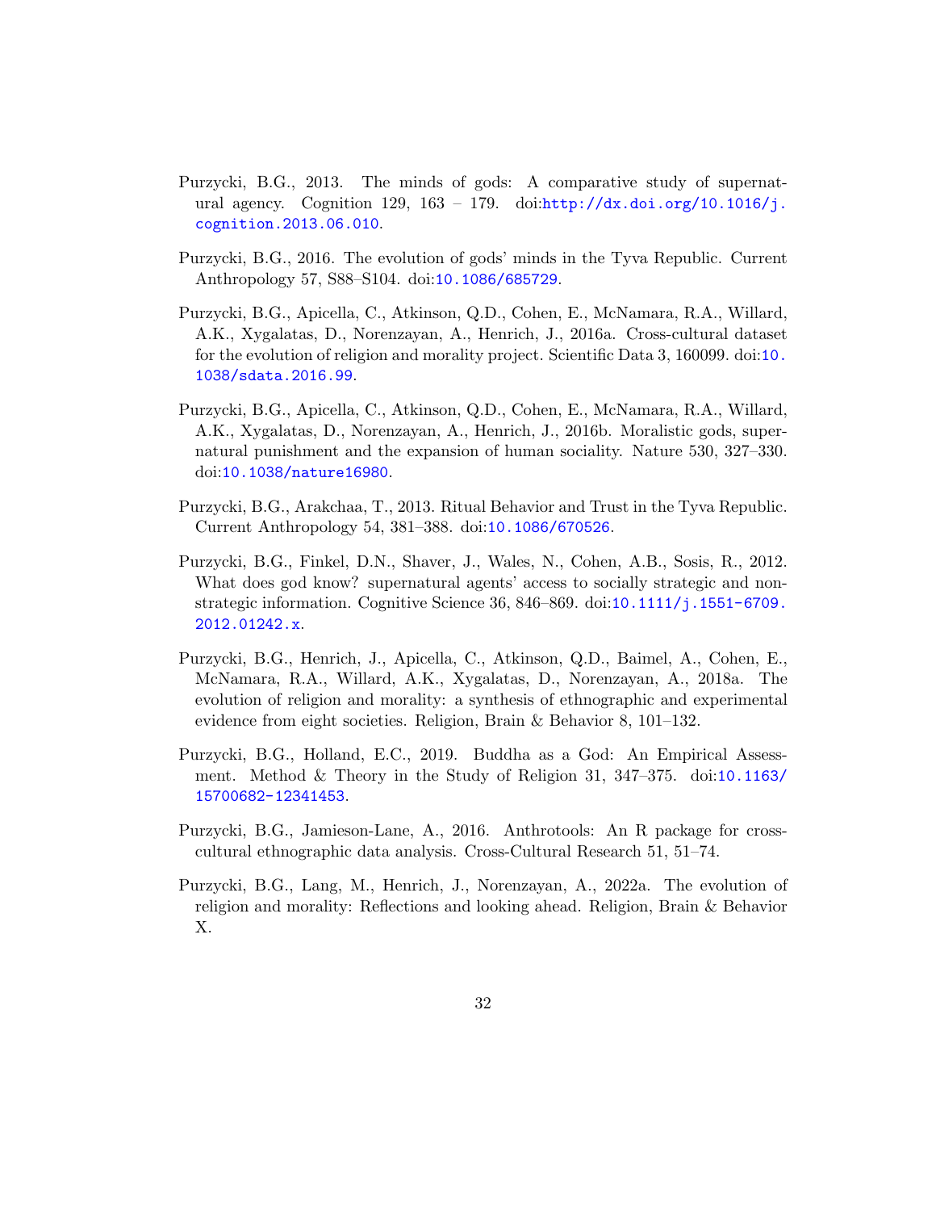Purzycki, B.G., 2013. The minds of gods: A comparative study of supernatural agency. Cognition 129, 163 – 179. doi:http://dx.doi.org/10.1016/j.cognition.2013.06.010.

Purzycki, B.G., 2016. The evolution of gods' minds in the Tyva Republic. Current Anthropology 57, S88–S104. doi:10.1086/685729.

Purzycki, B.G., Apicella, C., Atkinson, Q.D., Cohen, E., McNamara, R.A., Willard, A.K., Xygalatas, D., Norenzayan, A., Henrich, J., 2016a. Cross-cultural dataset for the evolution of religion and morality project. Scientific Data 3, 160099. doi:10.1038/sdata.2016.99.

Purzycki, B.G., Apicella, C., Atkinson, Q.D., Cohen, E., McNamara, R.A., Willard, A.K., Xygalatas, D., Norenzayan, A., Henrich, J., 2016b. Moralistic gods, supernatural punishment and the expansion of human sociality. Nature 530, 327–330. doi:10.1038/nature16980.

Purzycki, B.G., Arakchaa, T., 2013. Ritual Behavior and Trust in the Tyva Republic. Current Anthropology 54, 381–388. doi:10.1086/670526.

Purzycki, B.G., Finkel, D.N., Shaver, J., Wales, N., Cohen, A.B., Sosis, R., 2012. What does god know? supernatural agents' access to socially strategic and non-strategic information. Cognitive Science 36, 846–869. doi:10.1111/j.1551-6709.2012.01242.x.

Purzycki, B.G., Henrich, J., Apicella, C., Atkinson, Q.D., Baimel, A., Cohen, E., McNamara, R.A., Willard, A.K., Xygalatas, D., Norenzayan, A., 2018a. The evolution of religion and morality: a synthesis of ethnographic and experimental evidence from eight societies. Religion, Brain & Behavior 8, 101–132.

Purzycki, B.G., Holland, E.C., 2019. Buddha as a God: An Empirical Assessment. Method & Theory in the Study of Religion 31, 347–375. doi:10.1163/15700682-12341453.

Purzycki, B.G., Jamieson-Lane, A., 2016. Anthrotools: An R package for cross-cultural ethnographic data analysis. Cross-Cultural Research 51, 51–74.

Purzycki, B.G., Lang, M., Henrich, J., Norenzayan, A., 2022a. The evolution of religion and morality: Reflections and looking ahead. Religion, Brain & Behavior X.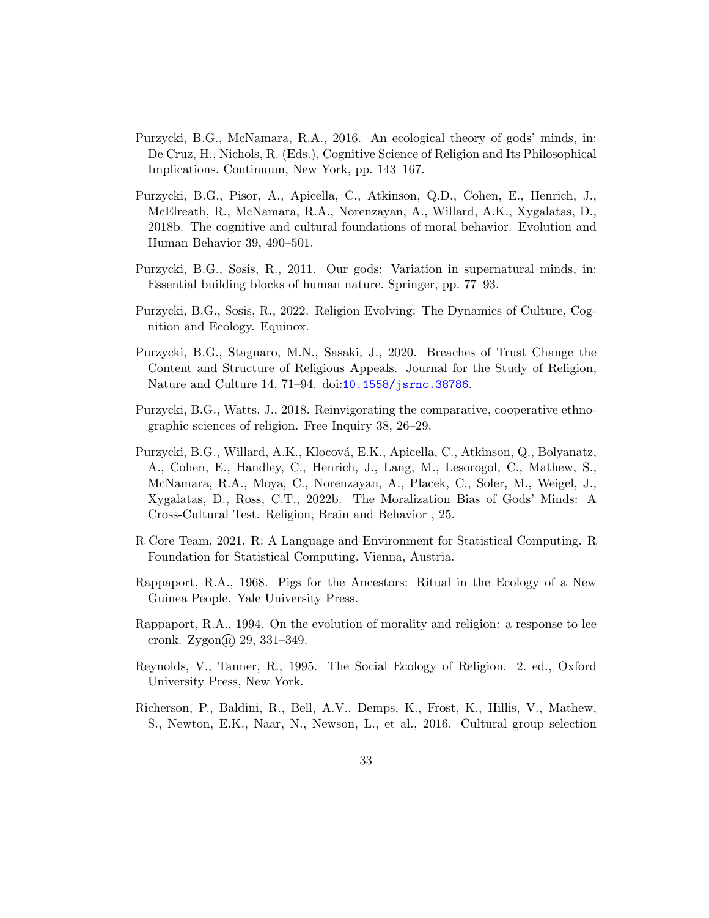Purzycki, B.G., McNamara, R.A., 2016. An ecological theory of gods' minds, in: De Cruz, H., Nichols, R. (Eds.), Cognitive Science of Religion and Its Philosophical Implications. Continuum, New York, pp. 143–167.

Purzycki, B.G., Pisor, A., Apicella, C., Atkinson, Q.D., Cohen, E., Henrich, J., McElreath, R., McNamara, R.A., Norenzayan, A., Willard, A.K., Xygalatas, D., 2018b. The cognitive and cultural foundations of moral behavior. Evolution and Human Behavior 39, 490–501.

Purzycki, B.G., Sosis, R., 2011. Our gods: Variation in supernatural minds, in: Essential building blocks of human nature. Springer, pp. 77–93.

Purzycki, B.G., Sosis, R., 2022. Religion Evolving: The Dynamics of Culture, Cognition and Ecology. Equinox.

Purzycki, B.G., Stagnaro, M.N., Sasaki, J., 2020. Breaches of Trust Change the Content and Structure of Religious Appeals. Journal for the Study of Religion, Nature and Culture 14, 71–94. doi:10.1558/jsrnc.38786.

Purzycki, B.G., Watts, J., 2018. Reinvigorating the comparative, cooperative ethnographic sciences of religion. Free Inquiry 38, 26–29.

Purzycki, B.G., Willard, A.K., Klocová, E.K., Apicella, C., Atkinson, Q., Bolyanatz, A., Cohen, E., Handley, C., Henrich, J., Lang, M., Lesorogol, C., Mathew, S., McNamara, R.A., Moya, C., Norenzayan, A., Placek, C., Soler, M., Weigel, J., Xygalatas, D., Ross, C.T., 2022b. The Moralization Bias of Gods' Minds: A Cross-Cultural Test. Religion, Brain and Behavior , 25.

R Core Team, 2021. R: A Language and Environment for Statistical Computing. R Foundation for Statistical Computing. Vienna, Austria.

Rappaport, R.A., 1968. Pigs for the Ancestors: Ritual in the Ecology of a New Guinea People. Yale University Press.

Rappaport, R.A., 1994. On the evolution of morality and religion: a response to lee cronk. Zygon® 29, 331–349.

Reynolds, V., Tanner, R., 1995. The Social Ecology of Religion. 2. ed., Oxford University Press, New York.

Richerson, P., Baldini, R., Bell, A.V., Demps, K., Frost, K., Hillis, V., Mathew, S., Newton, E.K., Naar, N., Newson, L., et al., 2016. Cultural group selection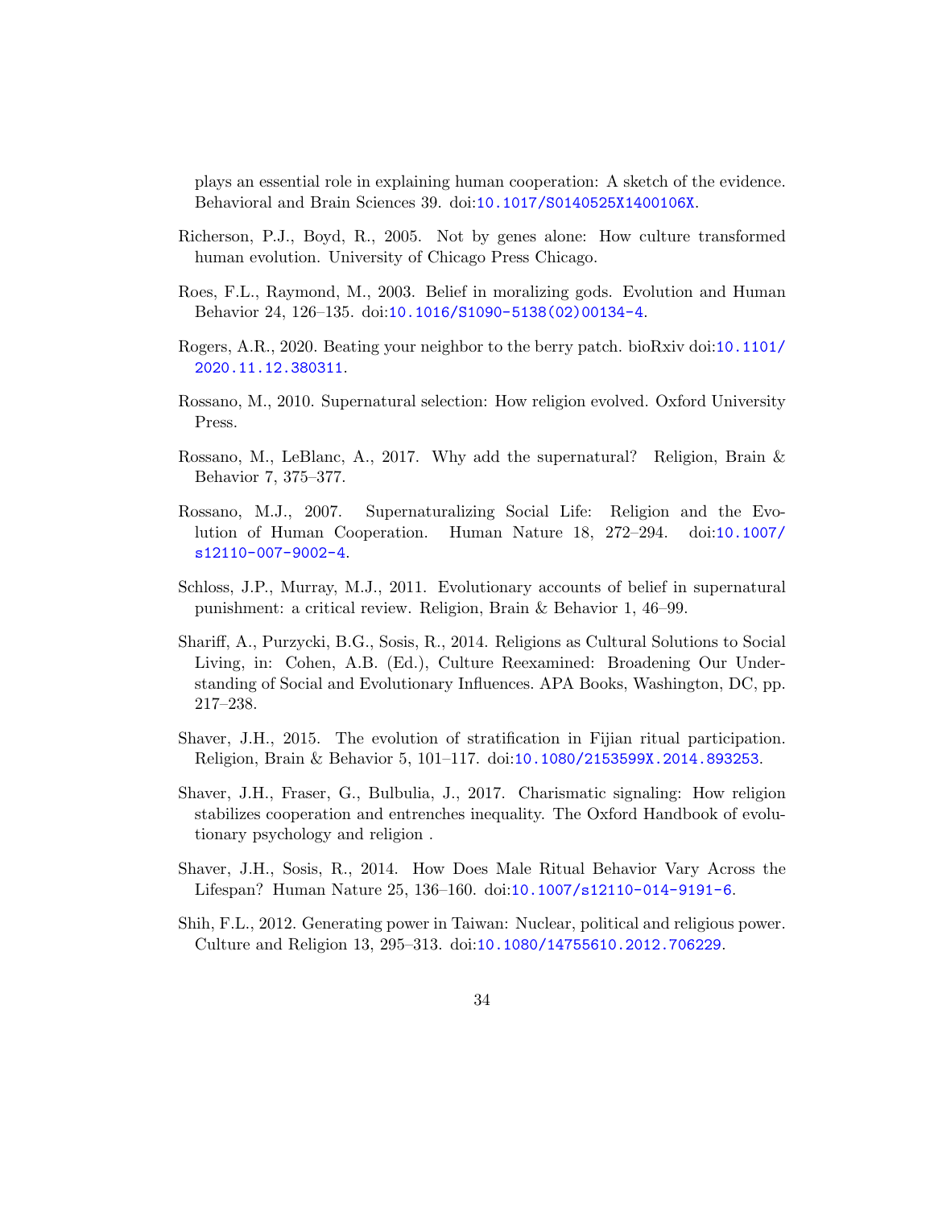plays an essential role in explaining human cooperation: A sketch of the evidence. Behavioral and Brain Sciences 39. doi:10.1017/S0140525X1400106X.

Richerson, P.J., Boyd, R., 2005. Not by genes alone: How culture transformed human evolution. University of Chicago Press Chicago.

Roes, F.L., Raymond, M., 2003. Belief in moralizing gods. Evolution and Human Behavior 24, 126–135. doi:10.1016/S1090-5138(02)00134-4.

Rogers, A.R., 2020. Beating your neighbor to the berry patch. bioRxiv doi:10.1101/2020.11.12.380311.

Rossano, M., 2010. Supernatural selection: How religion evolved. Oxford University Press.

Rossano, M., LeBlanc, A., 2017. Why add the supernatural? Religion, Brain & Behavior 7, 375–377.

Rossano, M.J., 2007. Supernaturalizing Social Life: Religion and the Evolution of Human Cooperation. Human Nature 18, 272–294. doi:10.1007/s12110-007-9002-4.

Schloss, J.P., Murray, M.J., 2011. Evolutionary accounts of belief in supernatural punishment: a critical review. Religion, Brain & Behavior 1, 46–99.

Shariff, A., Purzycki, B.G., Sosis, R., 2014. Religions as Cultural Solutions to Social Living, in: Cohen, A.B. (Ed.), Culture Reexamined: Broadening Our Understanding of Social and Evolutionary Influences. APA Books, Washington, DC, pp. 217–238.

Shaver, J.H., 2015. The evolution of stratification in Fijian ritual participation. Religion, Brain & Behavior 5, 101–117. doi:10.1080/2153599X.2014.893253.

Shaver, J.H., Fraser, G., Bulbulia, J., 2017. Charismatic signaling: How religion stabilizes cooperation and entrenches inequality. The Oxford Handbook of evolutionary psychology and religion .

Shaver, J.H., Sosis, R., 2014. How Does Male Ritual Behavior Vary Across the Lifespan? Human Nature 25, 136–160. doi:10.1007/s12110-014-9191-6.

Shih, F.L., 2012. Generating power in Taiwan: Nuclear, political and religious power. Culture and Religion 13, 295–313. doi:10.1080/14755610.2012.706229.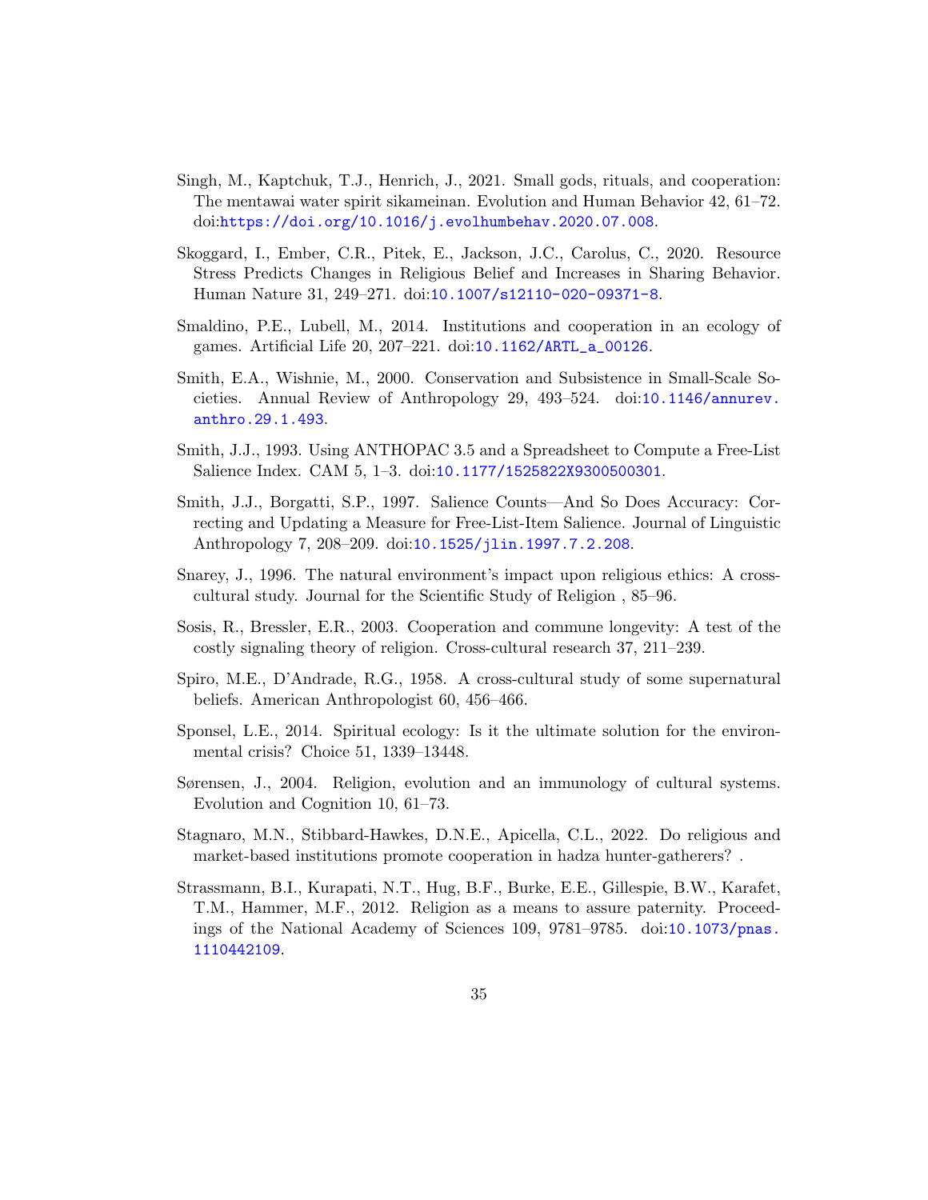Singh, M., Kaptchuk, T.J., Henrich, J., 2021. Small gods, rituals, and cooperation: The mentawai water spirit sikameinan. Evolution and Human Behavior 42, 61–72. doi:https://doi.org/10.1016/j.evolhumbehav.2020.07.008.

Skoggard, I., Ember, C.R., Pitek, E., Jackson, J.C., Carolus, C., 2020. Resource Stress Predicts Changes in Religious Belief and Increases in Sharing Behavior. Human Nature 31, 249–271. doi:10.1007/s12110-020-09371-8.

Smaldino, P.E., Lubell, M., 2014. Institutions and cooperation in an ecology of games. Artificial Life 20, 207–221. doi:10.1162/ARTL_a_00126.

Smith, E.A., Wishnie, M., 2000. Conservation and Subsistence in Small-Scale Societies. Annual Review of Anthropology 29, 493–524. doi:10.1146/annurev.anthro.29.1.493.

Smith, J.J., 1993. Using ANTHOPAC 3.5 and a Spreadsheet to Compute a Free-List Salience Index. CAM 5, 1–3. doi:10.1177/1525822X9300500301.

Smith, J.J., Borgatti, S.P., 1997. Salience Counts—And So Does Accuracy: Correcting and Updating a Measure for Free-List-Item Salience. Journal of Linguistic Anthropology 7, 208–209. doi:10.1525/jlin.1997.7.2.208.

Snarey, J., 1996. The natural environment's impact upon religious ethics: A cross-cultural study. Journal for the Scientific Study of Religion , 85–96.

Sosis, R., Bressler, E.R., 2003. Cooperation and commune longevity: A test of the costly signaling theory of religion. Cross-cultural research 37, 211–239.

Spiro, M.E., D'Andrade, R.G., 1958. A cross-cultural study of some supernatural beliefs. American Anthropologist 60, 456–466.

Sponsel, L.E., 2014. Spiritual ecology: Is it the ultimate solution for the environmental crisis? Choice 51, 1339–13448.

Sørensen, J., 2004. Religion, evolution and an immunology of cultural systems. Evolution and Cognition 10, 61–73.

Stagnaro, M.N., Stibbard-Hawkes, D.N.E., Apicella, C.L., 2022. Do religious and market-based institutions promote cooperation in hadza hunter-gatherers? .

Strassmann, B.I., Kurapati, N.T., Hug, B.F., Burke, E.E., Gillespie, B.W., Karafet, T.M., Hammer, M.F., 2012. Religion as a means to assure paternity. Proceedings of the National Academy of Sciences 109, 9781–9785. doi:10.1073/pnas.1110442109.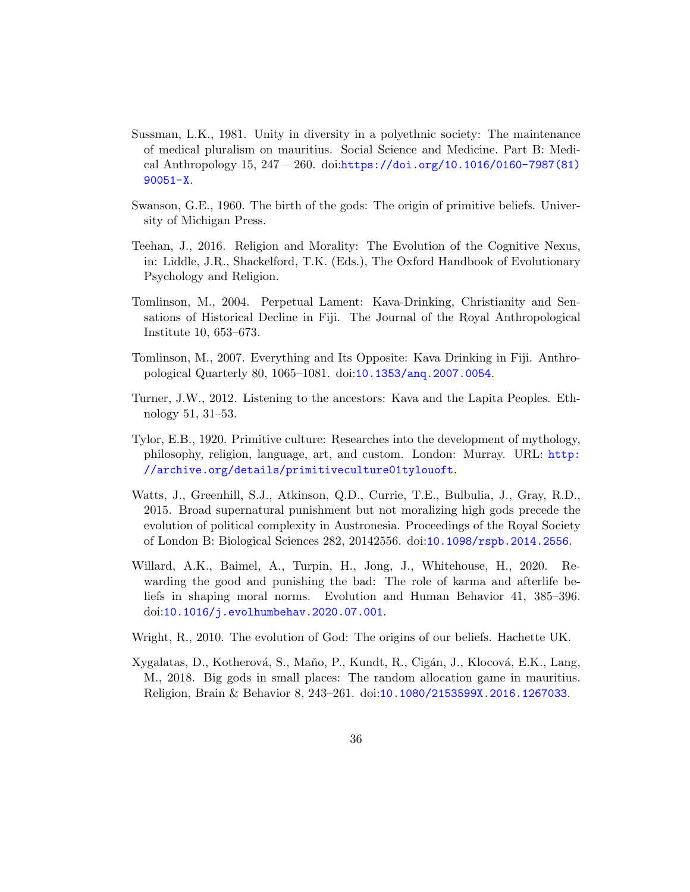Sussman, L.K., 1981. Unity in diversity in a polyethnic society: The maintenance of medical pluralism on mauritius. Social Science and Medicine. Part B: Medical Anthropology 15, 247 – 260. doi:https://doi.org/10.1016/0160-7987(81)90051-X.

Swanson, G.E., 1960. The birth of the gods: The origin of primitive beliefs. University of Michigan Press.

Teehan, J., 2016. Religion and Morality: The Evolution of the Cognitive Nexus, in: Liddle, J.R., Shackelford, T.K. (Eds.), The Oxford Handbook of Evolutionary Psychology and Religion.

Tomlinson, M., 2004. Perpetual Lament: Kava-Drinking, Christianity and Sensations of Historical Decline in Fiji. The Journal of the Royal Anthropological Institute 10, 653–673.

Tomlinson, M., 2007. Everything and Its Opposite: Kava Drinking in Fiji. Anthropological Quarterly 80, 1065–1081. doi:10.1353/anq.2007.0054.

Turner, J.W., 2012. Listening to the ancestors: Kava and the Lapita Peoples. Ethnology 51, 31–53.

Tylor, E.B., 1920. Primitive culture: Researches into the development of mythology, philosophy, religion, language, art, and custom. London: Murray. URL: http://archive.org/details/primitiveculture01tylouoft.

Watts, J., Greenhill, S.J., Atkinson, Q.D., Currie, T.E., Bulbulia, J., Gray, R.D., 2015. Broad supernatural punishment but not moralizing high gods precede the evolution of political complexity in Austronesia. Proceedings of the Royal Society of London B: Biological Sciences 282, 20142556. doi:10.1098/rspb.2014.2556.

Willard, A.K., Baimel, A., Turpin, H., Jong, J., Whitehouse, H., 2020. Rewarding the good and punishing the bad: The role of karma and afterlife beliefs in shaping moral norms. Evolution and Human Behavior 41, 385–396. doi:10.1016/j.evolhumbehav.2020.07.001.

Wright, R., 2010. The evolution of God: The origins of our beliefs. Hachette UK.

Xygalatas, D., Kotherová, S., Maňo, P., Kundt, R., Cigán, J., Klocová, E.K., Lang, M., 2018. Big gods in small places: The random allocation game in mauritius. Religion, Brain & Behavior 8, 243–261. doi:10.1080/2153599X.2016.1267033.